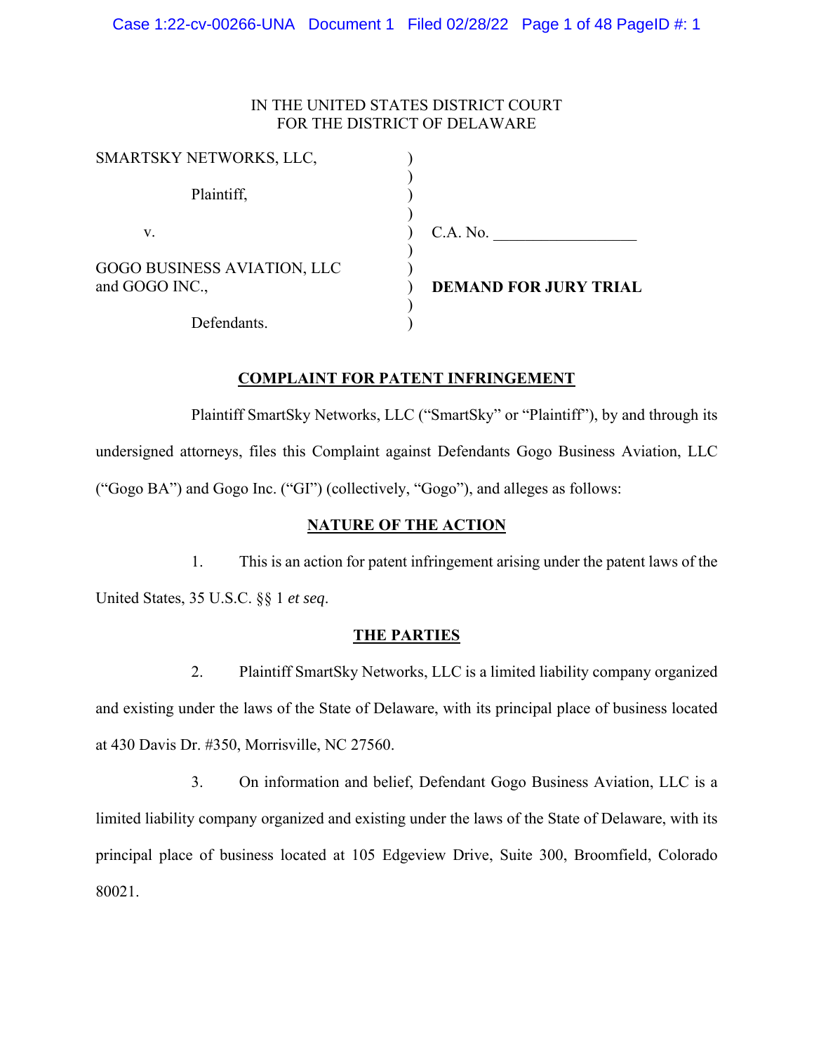IN THE UNITED STATES DISTRICT COURT
FOR THE DISTRICT OF DELAWARE

| | | |
|---|---|---|
| SMARTSKY NETWORKS, LLC, | ) | |
| Plaintiff, | ) | |
| v. | ) | C.A. No. __________________ |
| GOGO BUSINESS AVIATION, LLC and GOGO INC., | ) | **DEMAND FOR JURY TRIAL** |
| Defendants. | ) | |

## COMPLAINT FOR PATENT INFRINGEMENT

Plaintiff SmartSky Networks, LLC ("SmartSky" or "Plaintiff"), by and through its undersigned attorneys, files this Complaint against Defendants Gogo Business Aviation, LLC ("Gogo BA") and Gogo Inc. ("GI") (collectively, "Gogo"), and alleges as follows:

## NATURE OF THE ACTION

1. This is an action for patent infringement arising under the patent laws of the United States, 35 U.S.C. §§ 1 *et seq*.

## THE PARTIES

2. Plaintiff SmartSky Networks, LLC is a limited liability company organized and existing under the laws of the State of Delaware, with its principal place of business located at 430 Davis Dr. #350, Morrisville, NC 27560.

3. On information and belief, Defendant Gogo Business Aviation, LLC is a limited liability company organized and existing under the laws of the State of Delaware, with its principal place of business located at 105 Edgeview Drive, Suite 300, Broomfield, Colorado 80021.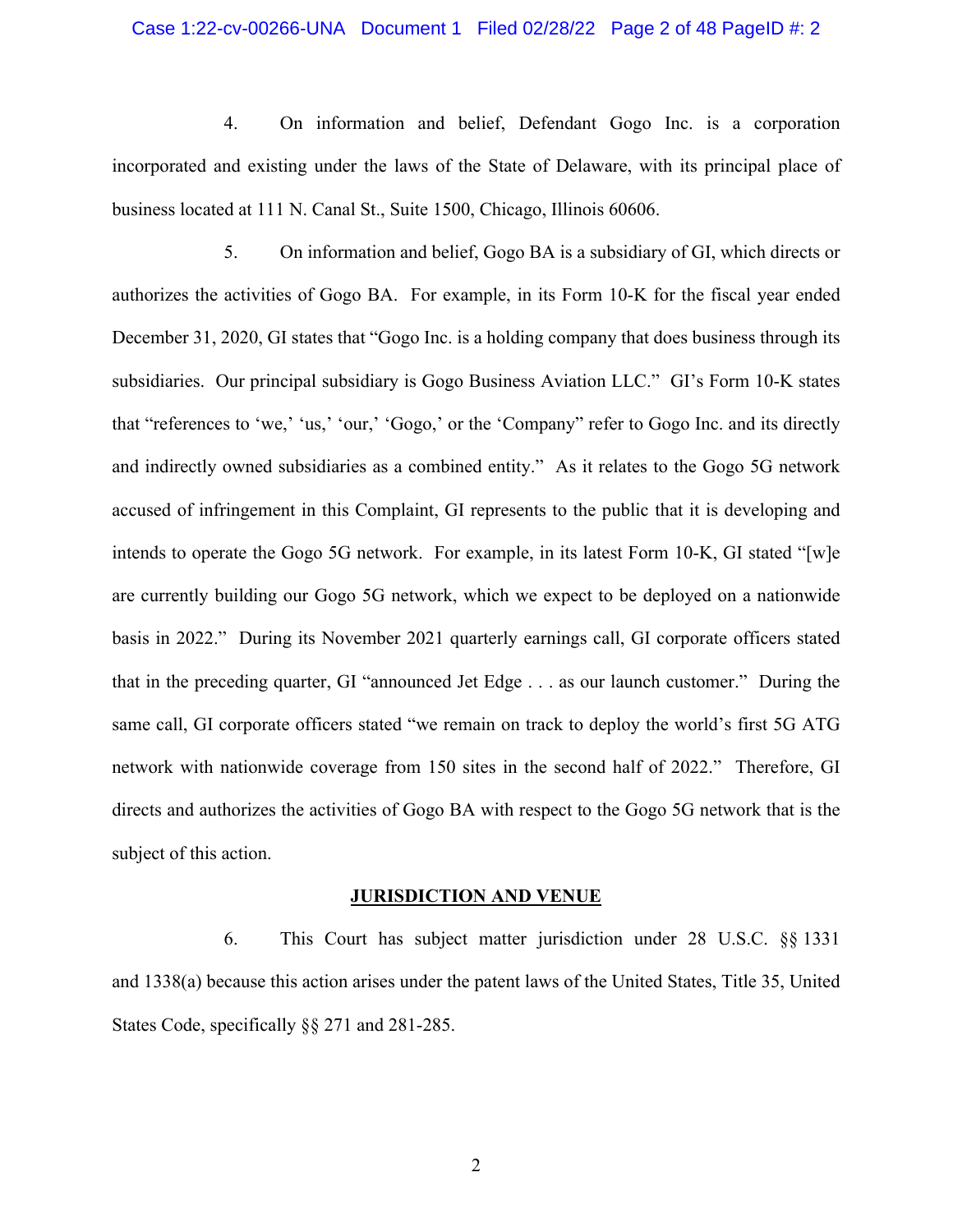4. On information and belief, Defendant Gogo Inc. is a corporation incorporated and existing under the laws of the State of Delaware, with its principal place of business located at 111 N. Canal St., Suite 1500, Chicago, Illinois 60606.

5. On information and belief, Gogo BA is a subsidiary of GI, which directs or authorizes the activities of Gogo BA. For example, in its Form 10-K for the fiscal year ended December 31, 2020, GI states that "Gogo Inc. is a holding company that does business through its subsidiaries. Our principal subsidiary is Gogo Business Aviation LLC." GI's Form 10-K states that "references to 'we,' 'us,' 'our,' 'Gogo,' or the 'Company" refer to Gogo Inc. and its directly and indirectly owned subsidiaries as a combined entity." As it relates to the Gogo 5G network accused of infringement in this Complaint, GI represents to the public that it is developing and intends to operate the Gogo 5G network. For example, in its latest Form 10-K, GI stated "[w]e are currently building our Gogo 5G network, which we expect to be deployed on a nationwide basis in 2022." During its November 2021 quarterly earnings call, GI corporate officers stated that in the preceding quarter, GI "announced Jet Edge . . . as our launch customer." During the same call, GI corporate officers stated "we remain on track to deploy the world's first 5G ATG network with nationwide coverage from 150 sites in the second half of 2022." Therefore, GI directs and authorizes the activities of Gogo BA with respect to the Gogo 5G network that is the subject of this action.

## JURISDICTION AND VENUE

6. This Court has subject matter jurisdiction under 28 U.S.C. §§ 1331 and 1338(a) because this action arises under the patent laws of the United States, Title 35, United States Code, specifically §§ 271 and 281-285.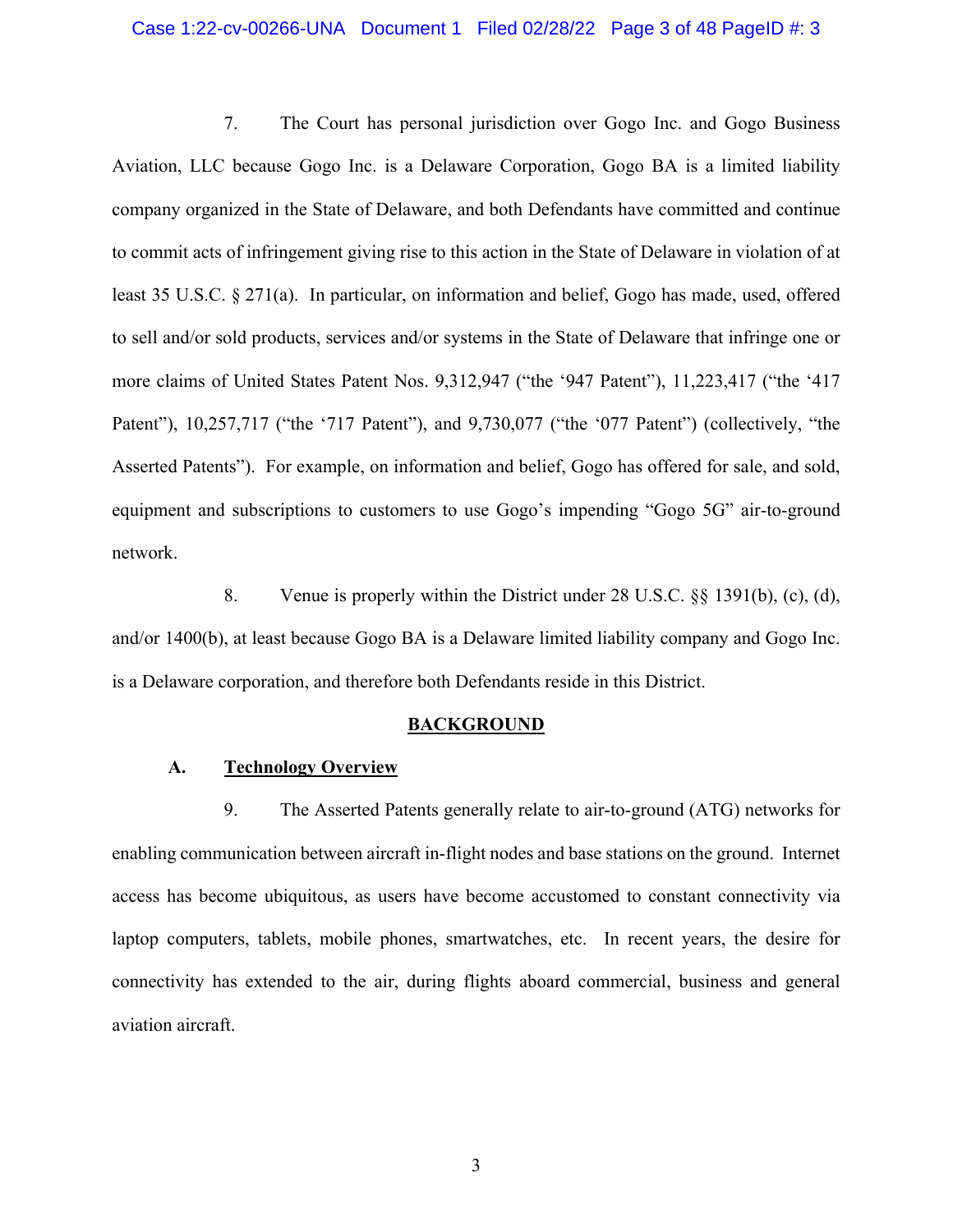7. The Court has personal jurisdiction over Gogo Inc. and Gogo Business Aviation, LLC because Gogo Inc. is a Delaware Corporation, Gogo BA is a limited liability company organized in the State of Delaware, and both Defendants have committed and continue to commit acts of infringement giving rise to this action in the State of Delaware in violation of at least 35 U.S.C. § 271(a). In particular, on information and belief, Gogo has made, used, offered to sell and/or sold products, services and/or systems in the State of Delaware that infringe one or more claims of United States Patent Nos. 9,312,947 ("the '947 Patent"), 11,223,417 ("the '417 Patent"), 10,257,717 ("the '717 Patent"), and 9,730,077 ("the '077 Patent") (collectively, "the Asserted Patents"). For example, on information and belief, Gogo has offered for sale, and sold, equipment and subscriptions to customers to use Gogo's impending "Gogo 5G" air-to-ground network.

8. Venue is properly within the District under 28 U.S.C. §§ 1391(b), (c), (d), and/or 1400(b), at least because Gogo BA is a Delaware limited liability company and Gogo Inc. is a Delaware corporation, and therefore both Defendants reside in this District.

## BACKGROUND

### A. Technology Overview

9. The Asserted Patents generally relate to air-to-ground (ATG) networks for enabling communication between aircraft in-flight nodes and base stations on the ground. Internet access has become ubiquitous, as users have become accustomed to constant connectivity via laptop computers, tablets, mobile phones, smartwatches, etc. In recent years, the desire for connectivity has extended to the air, during flights aboard commercial, business and general aviation aircraft.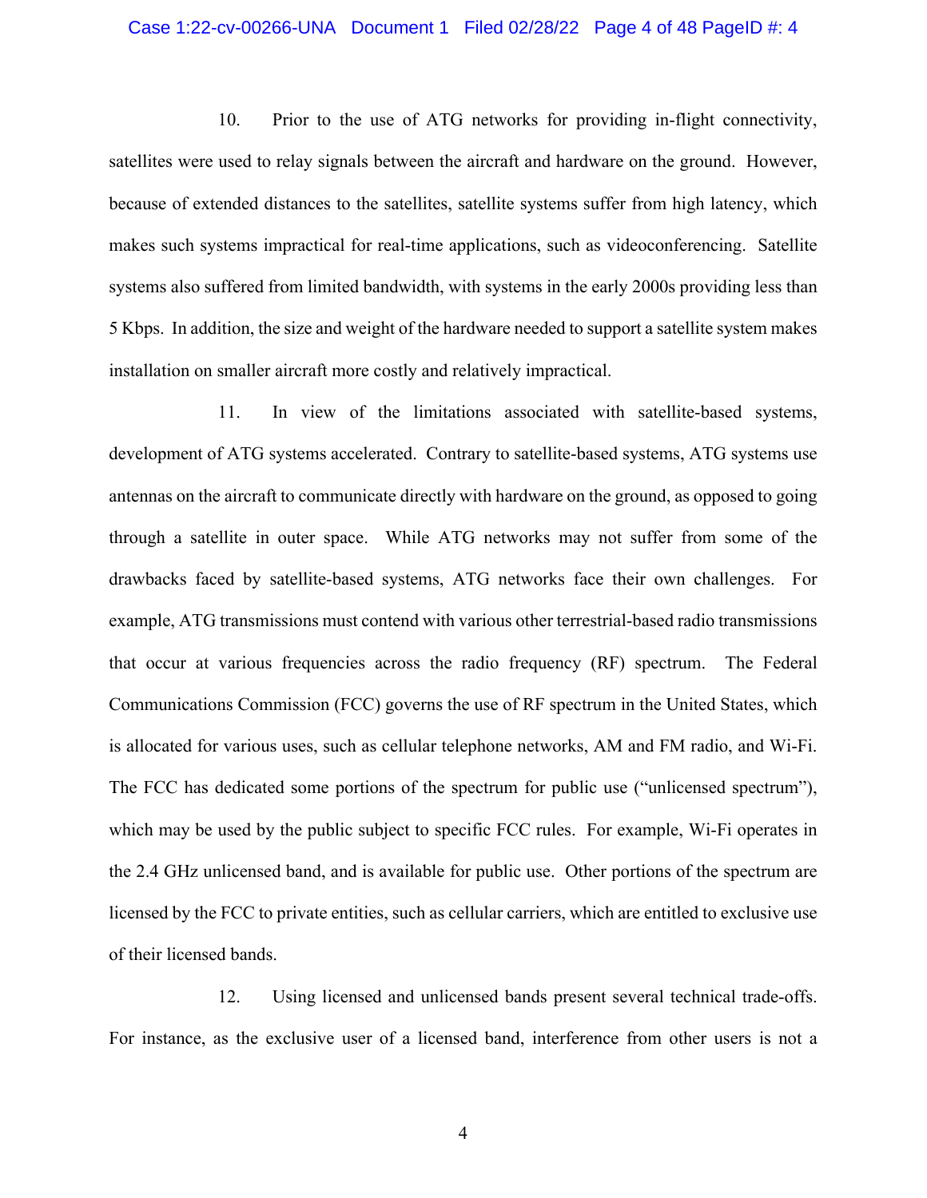10. Prior to the use of ATG networks for providing in-flight connectivity, satellites were used to relay signals between the aircraft and hardware on the ground. However, because of extended distances to the satellites, satellite systems suffer from high latency, which makes such systems impractical for real-time applications, such as videoconferencing. Satellite systems also suffered from limited bandwidth, with systems in the early 2000s providing less than 5 Kbps. In addition, the size and weight of the hardware needed to support a satellite system makes installation on smaller aircraft more costly and relatively impractical.

11. In view of the limitations associated with satellite-based systems, development of ATG systems accelerated. Contrary to satellite-based systems, ATG systems use antennas on the aircraft to communicate directly with hardware on the ground, as opposed to going through a satellite in outer space. While ATG networks may not suffer from some of the drawbacks faced by satellite-based systems, ATG networks face their own challenges. For example, ATG transmissions must contend with various other terrestrial-based radio transmissions that occur at various frequencies across the radio frequency (RF) spectrum. The Federal Communications Commission (FCC) governs the use of RF spectrum in the United States, which is allocated for various uses, such as cellular telephone networks, AM and FM radio, and Wi-Fi. The FCC has dedicated some portions of the spectrum for public use ("unlicensed spectrum"), which may be used by the public subject to specific FCC rules. For example, Wi-Fi operates in the 2.4 GHz unlicensed band, and is available for public use. Other portions of the spectrum are licensed by the FCC to private entities, such as cellular carriers, which are entitled to exclusive use of their licensed bands.

12. Using licensed and unlicensed bands present several technical trade-offs. For instance, as the exclusive user of a licensed band, interference from other users is not a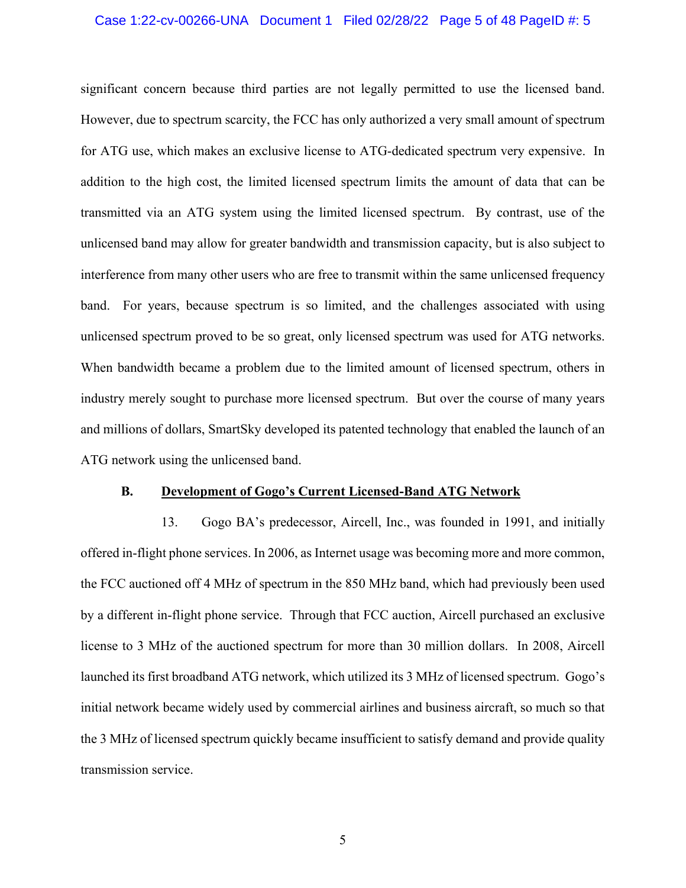significant concern because third parties are not legally permitted to use the licensed band. However, due to spectrum scarcity, the FCC has only authorized a very small amount of spectrum for ATG use, which makes an exclusive license to ATG-dedicated spectrum very expensive. In addition to the high cost, the limited licensed spectrum limits the amount of data that can be transmitted via an ATG system using the limited licensed spectrum. By contrast, use of the unlicensed band may allow for greater bandwidth and transmission capacity, but is also subject to interference from many other users who are free to transmit within the same unlicensed frequency band. For years, because spectrum is so limited, and the challenges associated with using unlicensed spectrum proved to be so great, only licensed spectrum was used for ATG networks. When bandwidth became a problem due to the limited amount of licensed spectrum, others in industry merely sought to purchase more licensed spectrum. But over the course of many years and millions of dollars, SmartSky developed its patented technology that enabled the launch of an ATG network using the unlicensed band.

### B. Development of Gogo's Current Licensed-Band ATG Network

13. Gogo BA's predecessor, Aircell, Inc., was founded in 1991, and initially offered in-flight phone services. In 2006, as Internet usage was becoming more and more common, the FCC auctioned off 4 MHz of spectrum in the 850 MHz band, which had previously been used by a different in-flight phone service. Through that FCC auction, Aircell purchased an exclusive license to 3 MHz of the auctioned spectrum for more than 30 million dollars. In 2008, Aircell launched its first broadband ATG network, which utilized its 3 MHz of licensed spectrum. Gogo's initial network became widely used by commercial airlines and business aircraft, so much so that the 3 MHz of licensed spectrum quickly became insufficient to satisfy demand and provide quality transmission service.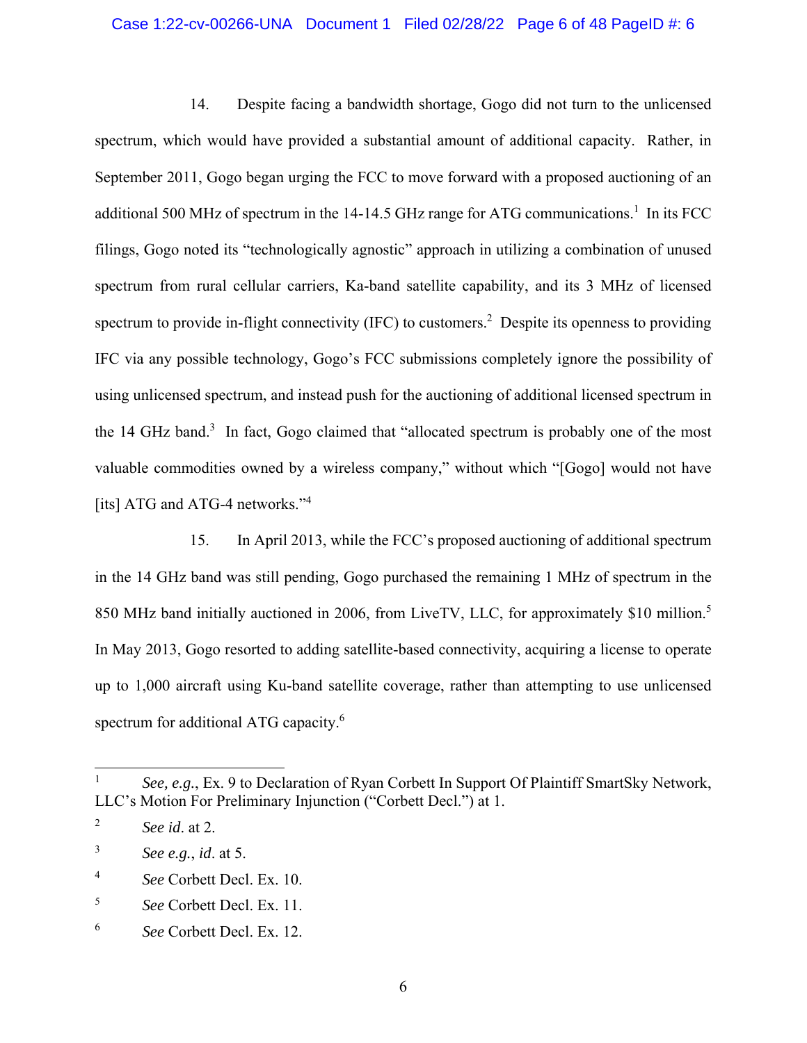14. Despite facing a bandwidth shortage, Gogo did not turn to the unlicensed spectrum, which would have provided a substantial amount of additional capacity. Rather, in September 2011, Gogo began urging the FCC to move forward with a proposed auctioning of an additional 500 MHz of spectrum in the 14-14.5 GHz range for ATG communications.[1] In its FCC filings, Gogo noted its "technologically agnostic" approach in utilizing a combination of unused spectrum from rural cellular carriers, Ka-band satellite capability, and its 3 MHz of licensed spectrum to provide in-flight connectivity (IFC) to customers.[2] Despite its openness to providing IFC via any possible technology, Gogo's FCC submissions completely ignore the possibility of using unlicensed spectrum, and instead push for the auctioning of additional licensed spectrum in the 14 GHz band.[3] In fact, Gogo claimed that "allocated spectrum is probably one of the most valuable commodities owned by a wireless company," without which "[Gogo] would not have [its] ATG and ATG-4 networks."[4]

15. In April 2013, while the FCC's proposed auctioning of additional spectrum in the 14 GHz band was still pending, Gogo purchased the remaining 1 MHz of spectrum in the 850 MHz band initially auctioned in 2006, from LiveTV, LLC, for approximately $10 million.[5] In May 2013, Gogo resorted to adding satellite-based connectivity, acquiring a license to operate up to 1,000 aircraft using Ku-band satellite coverage, rather than attempting to use unlicensed spectrum for additional ATG capacity.[6]

---

[1] *See, e.g.*, Ex. 9 to Declaration of Ryan Corbett In Support Of Plaintiff SmartSky Network, LLC's Motion For Preliminary Injunction ("Corbett Decl.") at 1.

[2] *See id*. at 2.

[3] *See e.g.*, *id*. at 5.

[4] *See* Corbett Decl. Ex. 10.

[5] *See* Corbett Decl. Ex. 11.

[6] *See* Corbett Decl. Ex. 12.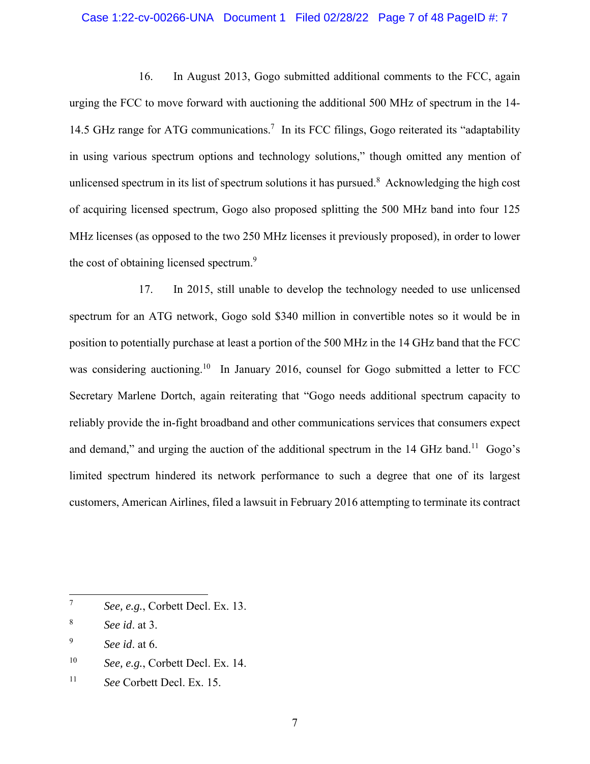16. In August 2013, Gogo submitted additional comments to the FCC, again urging the FCC to move forward with auctioning the additional 500 MHz of spectrum in the 14-14.5 GHz range for ATG communications.[7] In its FCC filings, Gogo reiterated its "adaptability in using various spectrum options and technology solutions," though omitted any mention of unlicensed spectrum in its list of spectrum solutions it has pursued.[8] Acknowledging the high cost of acquiring licensed spectrum, Gogo also proposed splitting the 500 MHz band into four 125 MHz licenses (as opposed to the two 250 MHz licenses it previously proposed), in order to lower the cost of obtaining licensed spectrum.[9]

17. In 2015, still unable to develop the technology needed to use unlicensed spectrum for an ATG network, Gogo sold $340 million in convertible notes so it would be in position to potentially purchase at least a portion of the 500 MHz in the 14 GHz band that the FCC was considering auctioning.[10] In January 2016, counsel for Gogo submitted a letter to FCC Secretary Marlene Dortch, again reiterating that "Gogo needs additional spectrum capacity to reliably provide the in-fight broadband and other communications services that consumers expect and demand," and urging the auction of the additional spectrum in the 14 GHz band.[11] Gogo's limited spectrum hindered its network performance to such a degree that one of its largest customers, American Airlines, filed a lawsuit in February 2016 attempting to terminate its contract

---

[7] *See, e.g.*, Corbett Decl. Ex. 13.

[8] *See id*. at 3.

[9] *See id*. at 6.

[10] *See, e.g.*, Corbett Decl. Ex. 14.

[11] *See* Corbett Decl. Ex. 15.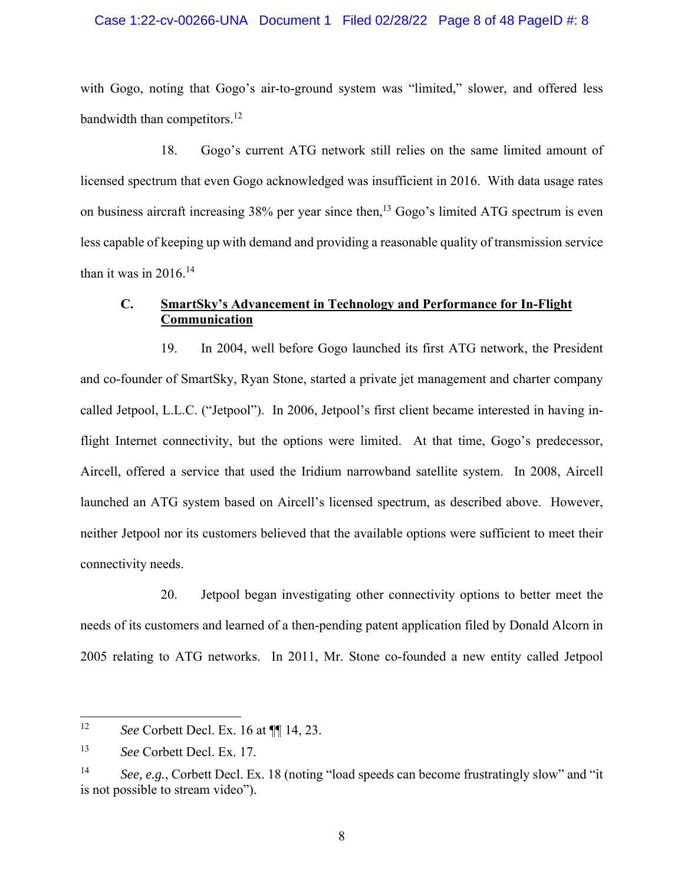with Gogo, noting that Gogo's air-to-ground system was "limited," slower, and offered less bandwidth than competitors.[12]

18. Gogo's current ATG network still relies on the same limited amount of licensed spectrum that even Gogo acknowledged was insufficient in 2016. With data usage rates on business aircraft increasing 38% per year since then,[13] Gogo's limited ATG spectrum is even less capable of keeping up with demand and providing a reasonable quality of transmission service than it was in 2016.[14]

### C. SmartSky's Advancement in Technology and Performance for In-Flight Communication

19. In 2004, well before Gogo launched its first ATG network, the President and co-founder of SmartSky, Ryan Stone, started a private jet management and charter company called Jetpool, L.L.C. ("Jetpool"). In 2006, Jetpool's first client became interested in having in-flight Internet connectivity, but the options were limited. At that time, Gogo's predecessor, Aircell, offered a service that used the Iridium narrowband satellite system. In 2008, Aircell launched an ATG system based on Aircell's licensed spectrum, as described above. However, neither Jetpool nor its customers believed that the available options were sufficient to meet their connectivity needs.

20. Jetpool began investigating other connectivity options to better meet the needs of its customers and learned of a then-pending patent application filed by Donald Alcorn in 2005 relating to ATG networks. In 2011, Mr. Stone co-founded a new entity called Jetpool

---

[12] *See* Corbett Decl. Ex. 16 at ¶¶ 14, 23.

[13] *See* Corbett Decl. Ex. 17.

[14] *See, e.g.*, Corbett Decl. Ex. 18 (noting "load speeds can become frustratingly slow" and "it is not possible to stream video").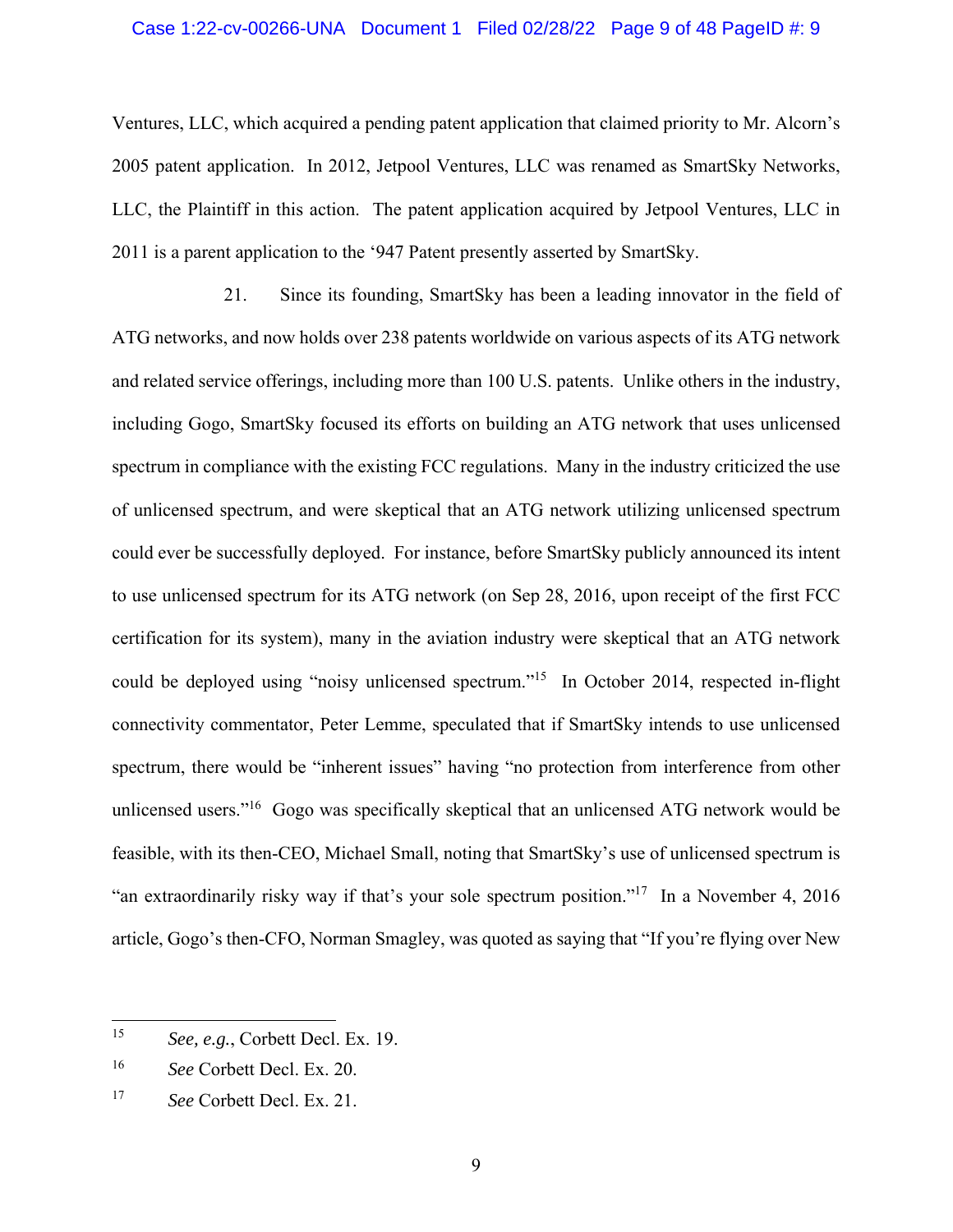Ventures, LLC, which acquired a pending patent application that claimed priority to Mr. Alcorn's 2005 patent application. In 2012, Jetpool Ventures, LLC was renamed as SmartSky Networks, LLC, the Plaintiff in this action. The patent application acquired by Jetpool Ventures, LLC in 2011 is a parent application to the '947 Patent presently asserted by SmartSky.

21. Since its founding, SmartSky has been a leading innovator in the field of ATG networks, and now holds over 238 patents worldwide on various aspects of its ATG network and related service offerings, including more than 100 U.S. patents. Unlike others in the industry, including Gogo, SmartSky focused its efforts on building an ATG network that uses unlicensed spectrum in compliance with the existing FCC regulations. Many in the industry criticized the use of unlicensed spectrum, and were skeptical that an ATG network utilizing unlicensed spectrum could ever be successfully deployed. For instance, before SmartSky publicly announced its intent to use unlicensed spectrum for its ATG network (on Sep 28, 2016, upon receipt of the first FCC certification for its system), many in the aviation industry were skeptical that an ATG network could be deployed using "noisy unlicensed spectrum."[15] In October 2014, respected in-flight connectivity commentator, Peter Lemme, speculated that if SmartSky intends to use unlicensed spectrum, there would be "inherent issues" having "no protection from interference from other unlicensed users."[16] Gogo was specifically skeptical that an unlicensed ATG network would be feasible, with its then-CEO, Michael Small, noting that SmartSky's use of unlicensed spectrum is "an extraordinarily risky way if that's your sole spectrum position."[17] In a November 4, 2016 article, Gogo's then-CFO, Norman Smagley, was quoted as saying that "If you're flying over New

---

[15] *See, e.g.*, Corbett Decl. Ex. 19.

[16] *See* Corbett Decl. Ex. 20.

[17] *See* Corbett Decl. Ex. 21.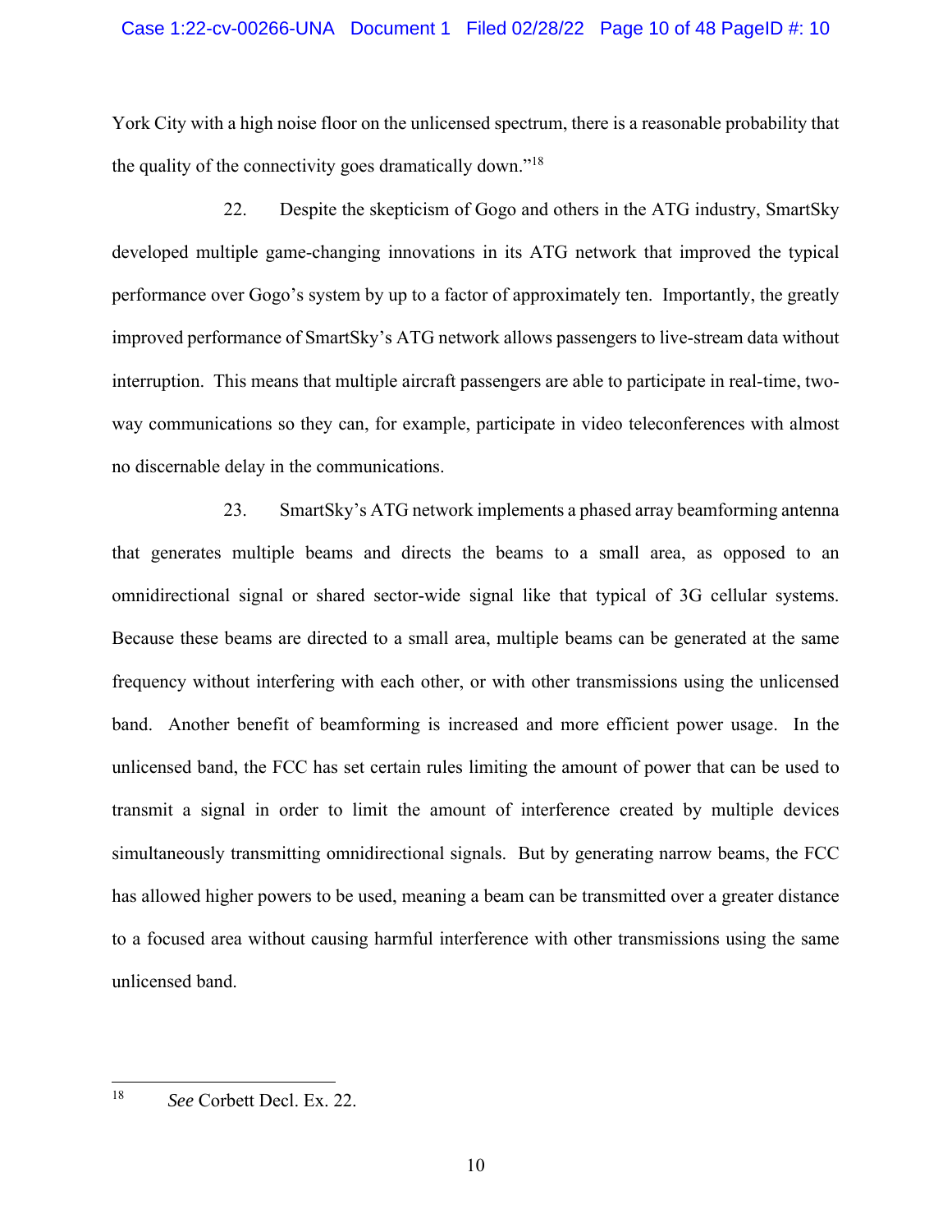York City with a high noise floor on the unlicensed spectrum, there is a reasonable probability that the quality of the connectivity goes dramatically down."[18]

22. Despite the skepticism of Gogo and others in the ATG industry, SmartSky developed multiple game-changing innovations in its ATG network that improved the typical performance over Gogo's system by up to a factor of approximately ten. Importantly, the greatly improved performance of SmartSky's ATG network allows passengers to live-stream data without interruption. This means that multiple aircraft passengers are able to participate in real-time, two-way communications so they can, for example, participate in video teleconferences with almost no discernable delay in the communications.

23. SmartSky's ATG network implements a phased array beamforming antenna that generates multiple beams and directs the beams to a small area, as opposed to an omnidirectional signal or shared sector-wide signal like that typical of 3G cellular systems. Because these beams are directed to a small area, multiple beams can be generated at the same frequency without interfering with each other, or with other transmissions using the unlicensed band. Another benefit of beamforming is increased and more efficient power usage. In the unlicensed band, the FCC has set certain rules limiting the amount of power that can be used to transmit a signal in order to limit the amount of interference created by multiple devices simultaneously transmitting omnidirectional signals. But by generating narrow beams, the FCC has allowed higher powers to be used, meaning a beam can be transmitted over a greater distance to a focused area without causing harmful interference with other transmissions using the same unlicensed band.

---

[18] *See* Corbett Decl. Ex. 22.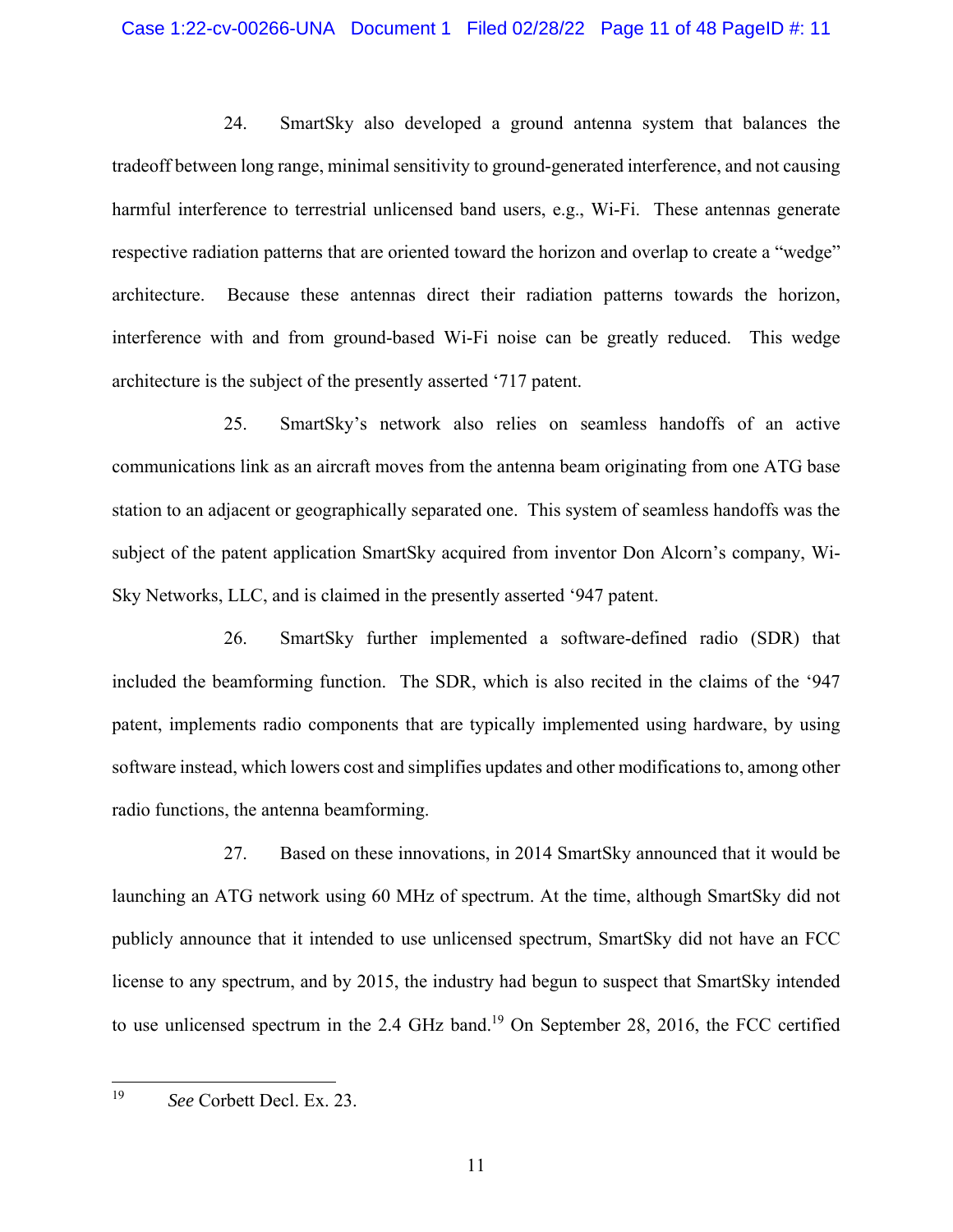24. SmartSky also developed a ground antenna system that balances the tradeoff between long range, minimal sensitivity to ground-generated interference, and not causing harmful interference to terrestrial unlicensed band users, e.g., Wi-Fi. These antennas generate respective radiation patterns that are oriented toward the horizon and overlap to create a "wedge" architecture. Because these antennas direct their radiation patterns towards the horizon, interference with and from ground-based Wi-Fi noise can be greatly reduced. This wedge architecture is the subject of the presently asserted '717 patent.

25. SmartSky's network also relies on seamless handoffs of an active communications link as an aircraft moves from the antenna beam originating from one ATG base station to an adjacent or geographically separated one. This system of seamless handoffs was the subject of the patent application SmartSky acquired from inventor Don Alcorn's company, Wi-Sky Networks, LLC, and is claimed in the presently asserted '947 patent.

26. SmartSky further implemented a software-defined radio (SDR) that included the beamforming function. The SDR, which is also recited in the claims of the '947 patent, implements radio components that are typically implemented using hardware, by using software instead, which lowers cost and simplifies updates and other modifications to, among other radio functions, the antenna beamforming.

27. Based on these innovations, in 2014 SmartSky announced that it would be launching an ATG network using 60 MHz of spectrum. At the time, although SmartSky did not publicly announce that it intended to use unlicensed spectrum, SmartSky did not have an FCC license to any spectrum, and by 2015, the industry had begun to suspect that SmartSky intended to use unlicensed spectrum in the 2.4 GHz band.[19] On September 28, 2016, the FCC certified

---

[19] *See* Corbett Decl. Ex. 23.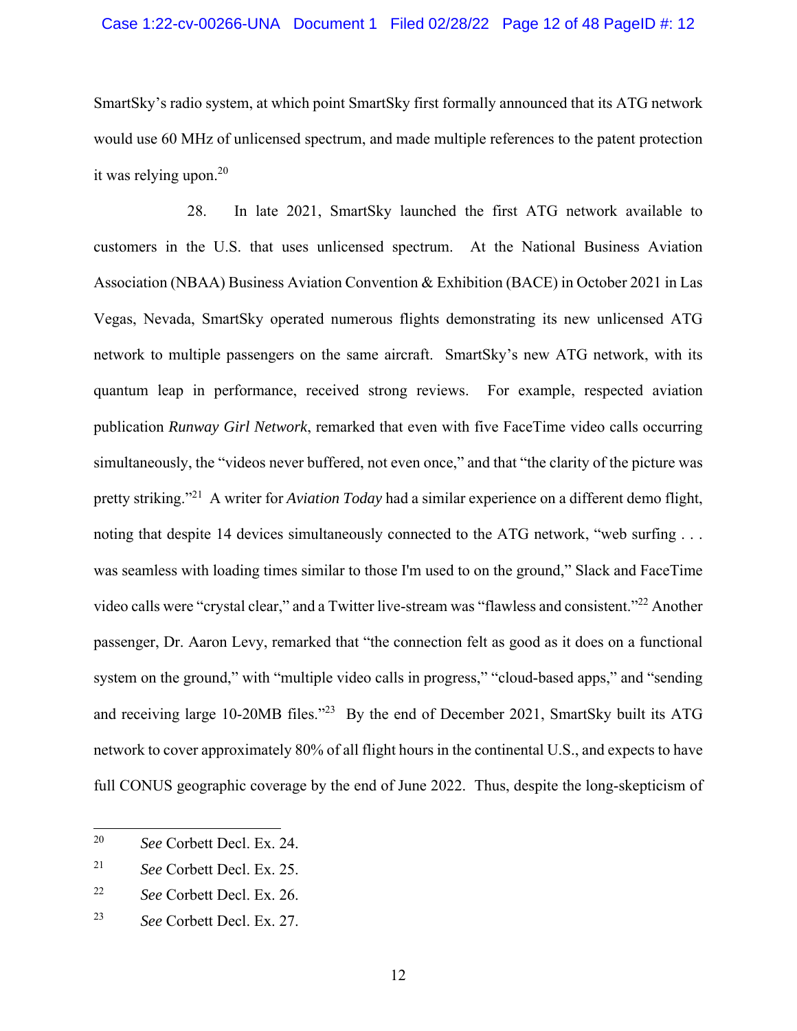SmartSky's radio system, at which point SmartSky first formally announced that its ATG network would use 60 MHz of unlicensed spectrum, and made multiple references to the patent protection it was relying upon.[20]

28. In late 2021, SmartSky launched the first ATG network available to customers in the U.S. that uses unlicensed spectrum. At the National Business Aviation Association (NBAA) Business Aviation Convention & Exhibition (BACE) in October 2021 in Las Vegas, Nevada, SmartSky operated numerous flights demonstrating its new unlicensed ATG network to multiple passengers on the same aircraft. SmartSky's new ATG network, with its quantum leap in performance, received strong reviews. For example, respected aviation publication *Runway Girl Network*, remarked that even with five FaceTime video calls occurring simultaneously, the "videos never buffered, not even once," and that "the clarity of the picture was pretty striking."[21] A writer for *Aviation Today* had a similar experience on a different demo flight, noting that despite 14 devices simultaneously connected to the ATG network, "web surfing . . . was seamless with loading times similar to those I'm used to on the ground," Slack and FaceTime video calls were "crystal clear," and a Twitter live-stream was "flawless and consistent."[22] Another passenger, Dr. Aaron Levy, remarked that "the connection felt as good as it does on a functional system on the ground," with "multiple video calls in progress," "cloud-based apps," and "sending and receiving large 10-20MB files."[23] By the end of December 2021, SmartSky built its ATG network to cover approximately 80% of all flight hours in the continental U.S., and expects to have full CONUS geographic coverage by the end of June 2022. Thus, despite the long-skepticism of

---

[20] *See* Corbett Decl. Ex. 24.

[21] *See* Corbett Decl. Ex. 25.

[22] *See* Corbett Decl. Ex. 26.

[23] *See* Corbett Decl. Ex. 27.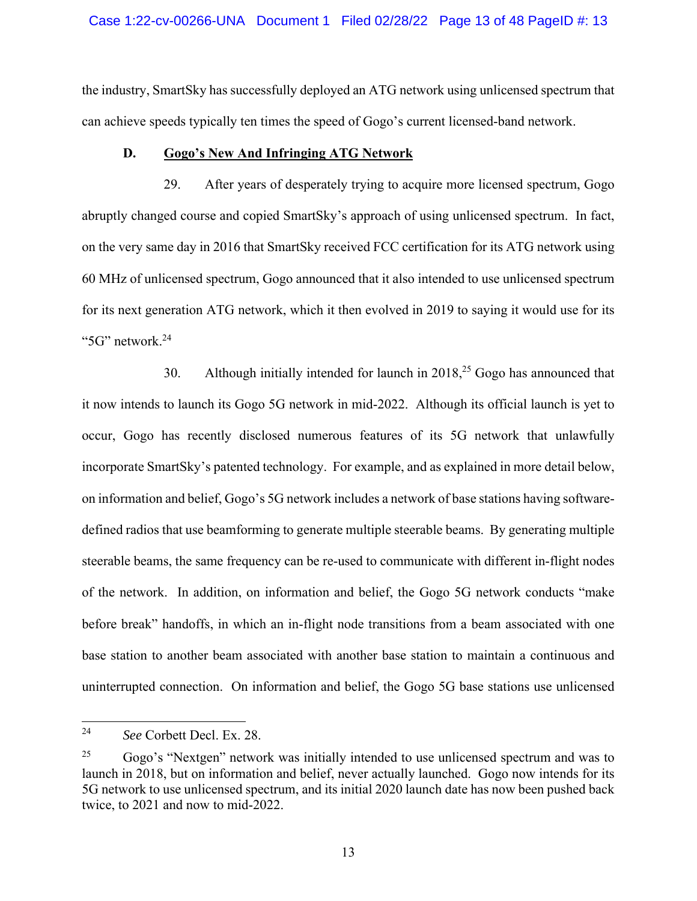the industry, SmartSky has successfully deployed an ATG network using unlicensed spectrum that can achieve speeds typically ten times the speed of Gogo's current licensed-band network.

### D. Gogo's New And Infringing ATG Network

29. After years of desperately trying to acquire more licensed spectrum, Gogo abruptly changed course and copied SmartSky's approach of using unlicensed spectrum. In fact, on the very same day in 2016 that SmartSky received FCC certification for its ATG network using 60 MHz of unlicensed spectrum, Gogo announced that it also intended to use unlicensed spectrum for its next generation ATG network, which it then evolved in 2019 to saying it would use for its "5G" network.[24]

30. Although initially intended for launch in 2018,[25] Gogo has announced that it now intends to launch its Gogo 5G network in mid-2022. Although its official launch is yet to occur, Gogo has recently disclosed numerous features of its 5G network that unlawfully incorporate SmartSky's patented technology. For example, and as explained in more detail below, on information and belief, Gogo's 5G network includes a network of base stations having software-defined radios that use beamforming to generate multiple steerable beams. By generating multiple steerable beams, the same frequency can be re-used to communicate with different in-flight nodes of the network. In addition, on information and belief, the Gogo 5G network conducts "make before break" handoffs, in which an in-flight node transitions from a beam associated with one base station to another beam associated with another base station to maintain a continuous and uninterrupted connection. On information and belief, the Gogo 5G base stations use unlicensed

---

[24] *See* Corbett Decl. Ex. 28.

[25] Gogo's "Nextgen" network was initially intended to use unlicensed spectrum and was to launch in 2018, but on information and belief, never actually launched. Gogo now intends for its 5G network to use unlicensed spectrum, and its initial 2020 launch date has now been pushed back twice, to 2021 and now to mid-2022.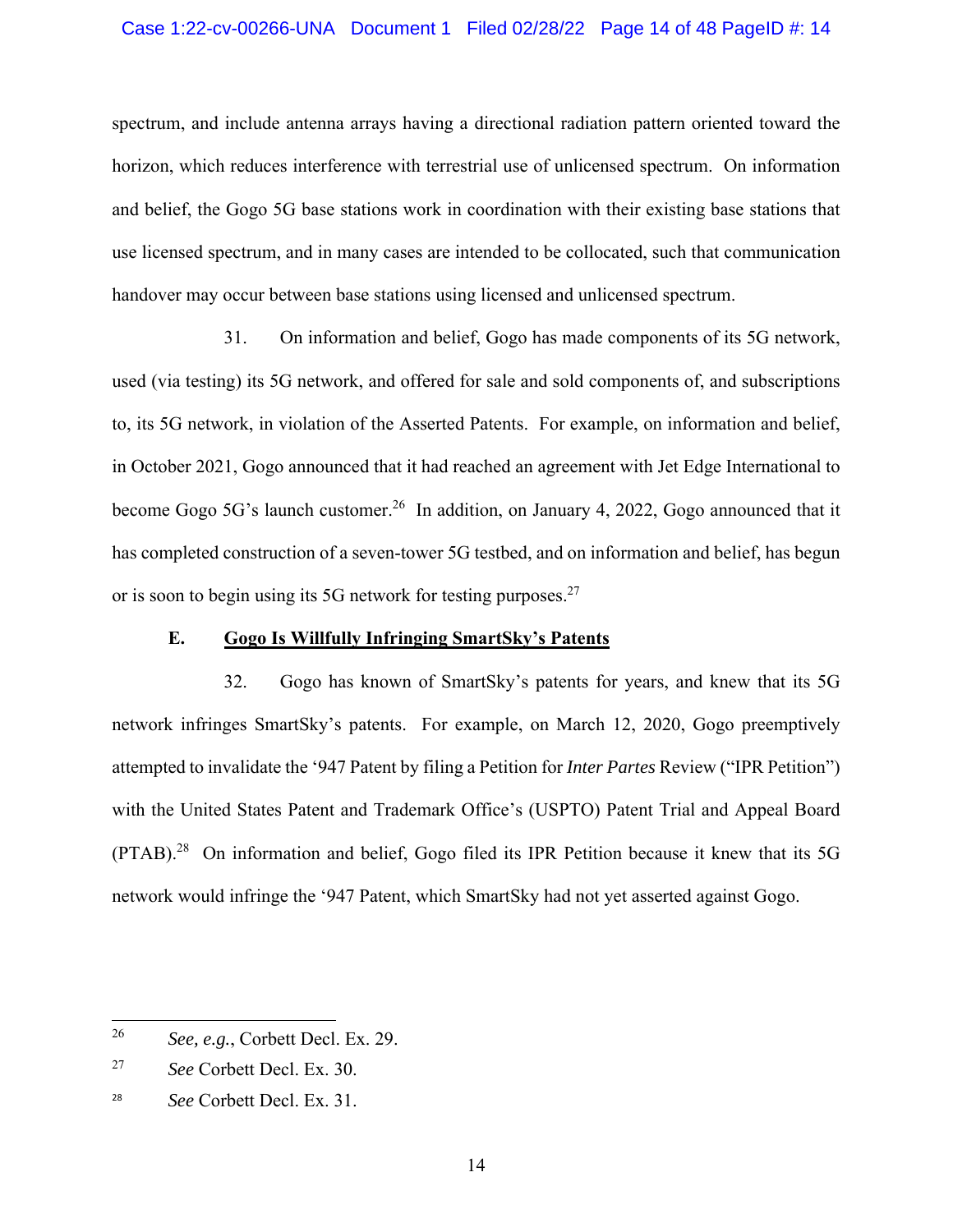spectrum, and include antenna arrays having a directional radiation pattern oriented toward the horizon, which reduces interference with terrestrial use of unlicensed spectrum. On information and belief, the Gogo 5G base stations work in coordination with their existing base stations that use licensed spectrum, and in many cases are intended to be collocated, such that communication handover may occur between base stations using licensed and unlicensed spectrum.

31. On information and belief, Gogo has made components of its 5G network, used (via testing) its 5G network, and offered for sale and sold components of, and subscriptions to, its 5G network, in violation of the Asserted Patents. For example, on information and belief, in October 2021, Gogo announced that it had reached an agreement with Jet Edge International to become Gogo 5G's launch customer.[26] In addition, on January 4, 2022, Gogo announced that it has completed construction of a seven-tower 5G testbed, and on information and belief, has begun or is soon to begin using its 5G network for testing purposes.[27]

### E. <u>Gogo Is Willfully Infringing SmartSky's Patents</u>

32. Gogo has known of SmartSky's patents for years, and knew that its 5G network infringes SmartSky's patents. For example, on March 12, 2020, Gogo preemptively attempted to invalidate the '947 Patent by filing a Petition for *Inter Partes* Review ("IPR Petition") with the United States Patent and Trademark Office's (USPTO) Patent Trial and Appeal Board (PTAB).[28] On information and belief, Gogo filed its IPR Petition because it knew that its 5G network would infringe the '947 Patent, which SmartSky had not yet asserted against Gogo.

---

[26] *See, e.g.*, Corbett Decl. Ex. 29.

[27] *See* Corbett Decl. Ex. 30.

[28] *See* Corbett Decl. Ex. 31.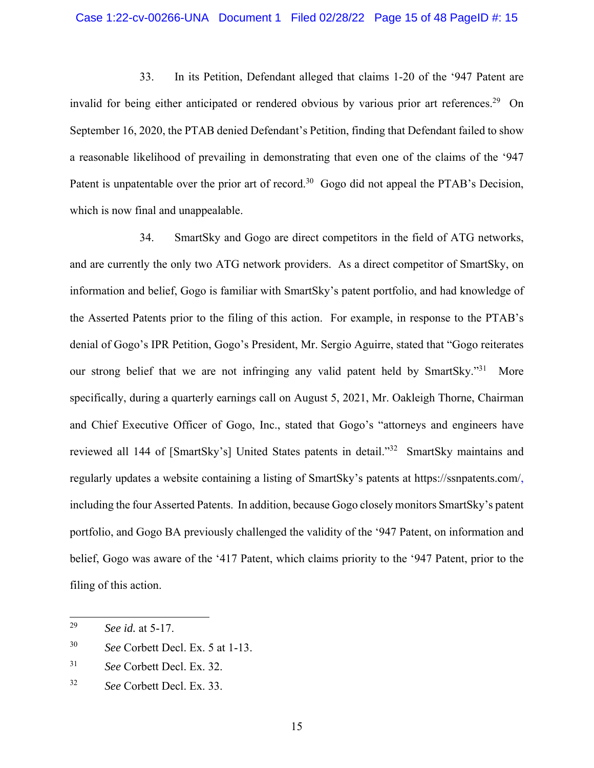33. In its Petition, Defendant alleged that claims 1-20 of the '947 Patent are invalid for being either anticipated or rendered obvious by various prior art references.[29] On September 16, 2020, the PTAB denied Defendant's Petition, finding that Defendant failed to show a reasonable likelihood of prevailing in demonstrating that even one of the claims of the '947 Patent is unpatentable over the prior art of record.[30] Gogo did not appeal the PTAB's Decision, which is now final and unappealable.

34. SmartSky and Gogo are direct competitors in the field of ATG networks, and are currently the only two ATG network providers. As a direct competitor of SmartSky, on information and belief, Gogo is familiar with SmartSky's patent portfolio, and had knowledge of the Asserted Patents prior to the filing of this action. For example, in response to the PTAB's denial of Gogo's IPR Petition, Gogo's President, Mr. Sergio Aguirre, stated that "Gogo reiterates our strong belief that we are not infringing any valid patent held by SmartSky."[31] More specifically, during a quarterly earnings call on August 5, 2021, Mr. Oakleigh Thorne, Chairman and Chief Executive Officer of Gogo, Inc., stated that Gogo's "attorneys and engineers have reviewed all 144 of [SmartSky's] United States patents in detail."[32] SmartSky maintains and regularly updates a website containing a listing of SmartSky's patents at https://ssnpatents.com/, including the four Asserted Patents. In addition, because Gogo closely monitors SmartSky's patent portfolio, and Gogo BA previously challenged the validity of the '947 Patent, on information and belief, Gogo was aware of the '417 Patent, which claims priority to the '947 Patent, prior to the filing of this action.

---

[29] *See id.* at 5-17.

[30] *See* Corbett Decl. Ex. 5 at 1-13.

[31] *See* Corbett Decl. Ex. 32.

[32] *See* Corbett Decl. Ex. 33.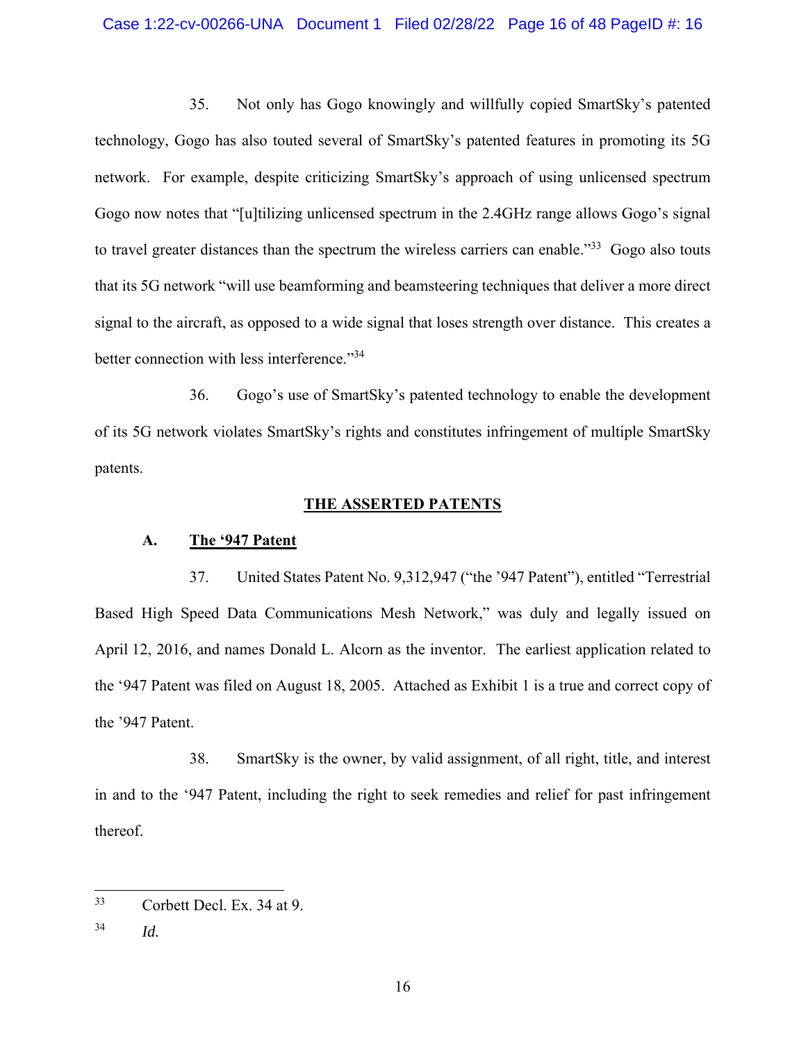35. Not only has Gogo knowingly and willfully copied SmartSky's patented technology, Gogo has also touted several of SmartSky's patented features in promoting its 5G network. For example, despite criticizing SmartSky's approach of using unlicensed spectrum Gogo now notes that "[u]tilizing unlicensed spectrum in the 2.4GHz range allows Gogo's signal to travel greater distances than the spectrum the wireless carriers can enable."[33] Gogo also touts that its 5G network "will use beamforming and beamsteering techniques that deliver a more direct signal to the aircraft, as opposed to a wide signal that loses strength over distance. This creates a better connection with less interference."[34]

36. Gogo's use of SmartSky's patented technology to enable the development of its 5G network violates SmartSky's rights and constitutes infringement of multiple SmartSky patents.

## THE ASSERTED PATENTS

### A. The '947 Patent

37. United States Patent No. 9,312,947 ("the '947 Patent"), entitled "Terrestrial Based High Speed Data Communications Mesh Network," was duly and legally issued on April 12, 2016, and names Donald L. Alcorn as the inventor. The earliest application related to the '947 Patent was filed on August 18, 2005. Attached as Exhibit 1 is a true and correct copy of the '947 Patent.

38. SmartSky is the owner, by valid assignment, of all right, title, and interest in and to the '947 Patent, including the right to seek remedies and relief for past infringement thereof.

---

[33] Corbett Decl. Ex. 34 at 9.

[34] *Id.*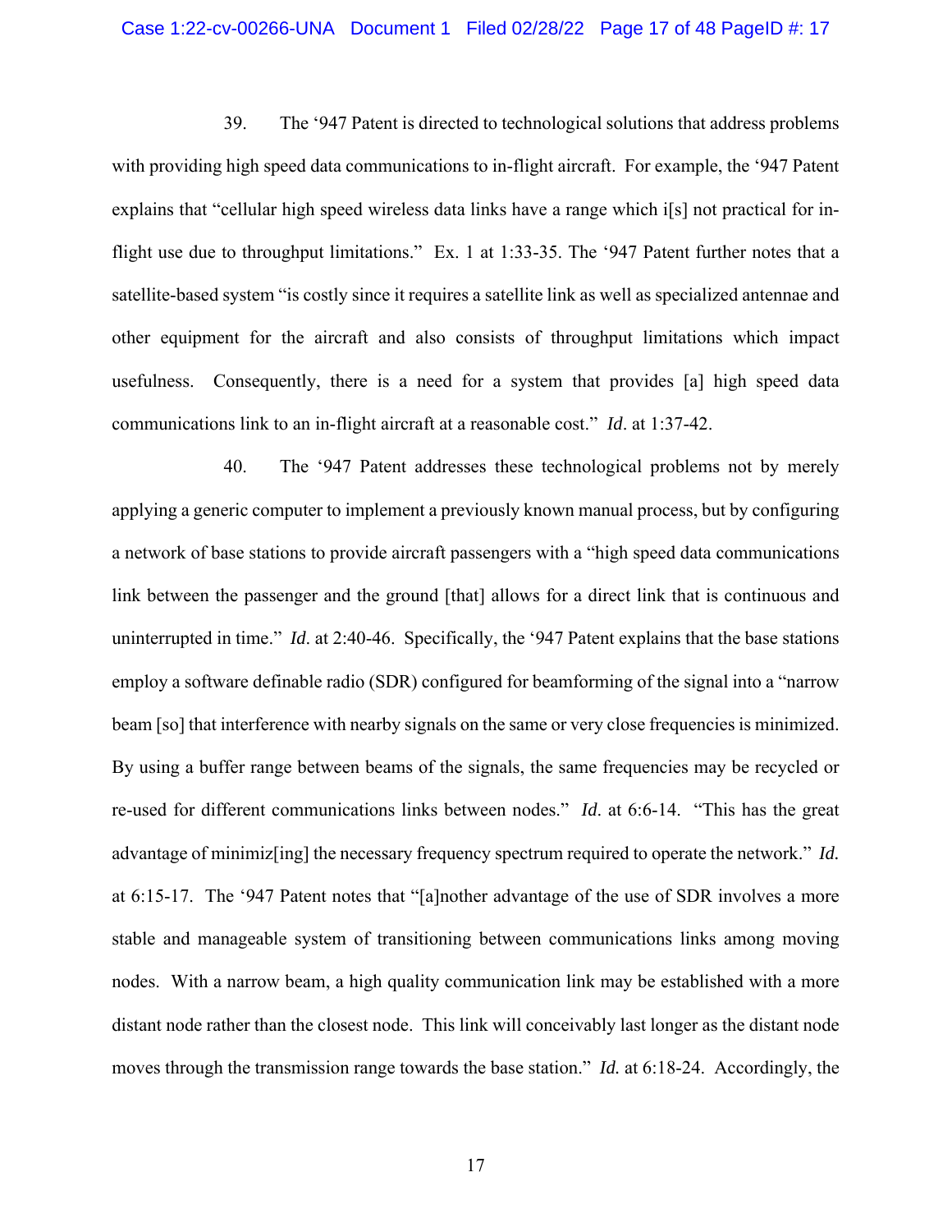39. The '947 Patent is directed to technological solutions that address problems with providing high speed data communications to in-flight aircraft. For example, the '947 Patent explains that "cellular high speed wireless data links have a range which i[s] not practical for in-flight use due to throughput limitations." Ex. 1 at 1:33-35. The '947 Patent further notes that a satellite-based system "is costly since it requires a satellite link as well as specialized antennae and other equipment for the aircraft and also consists of throughput limitations which impact usefulness. Consequently, there is a need for a system that provides [a] high speed data communications link to an in-flight aircraft at a reasonable cost." *Id*. at 1:37-42.

40. The '947 Patent addresses these technological problems not by merely applying a generic computer to implement a previously known manual process, but by configuring a network of base stations to provide aircraft passengers with a "high speed data communications link between the passenger and the ground [that] allows for a direct link that is continuous and uninterrupted in time." *Id*. at 2:40-46. Specifically, the '947 Patent explains that the base stations employ a software definable radio (SDR) configured for beamforming of the signal into a "narrow beam [so] that interference with nearby signals on the same or very close frequencies is minimized. By using a buffer range between beams of the signals, the same frequencies may be recycled or re-used for different communications links between nodes." *Id*. at 6:6-14. "This has the great advantage of minimiz[ing] the necessary frequency spectrum required to operate the network." *Id.* at 6:15-17. The '947 Patent notes that "[a]nother advantage of the use of SDR involves a more stable and manageable system of transitioning between communications links among moving nodes. With a narrow beam, a high quality communication link may be established with a more distant node rather than the closest node. This link will conceivably last longer as the distant node moves through the transmission range towards the base station." *Id.* at 6:18-24. Accordingly, the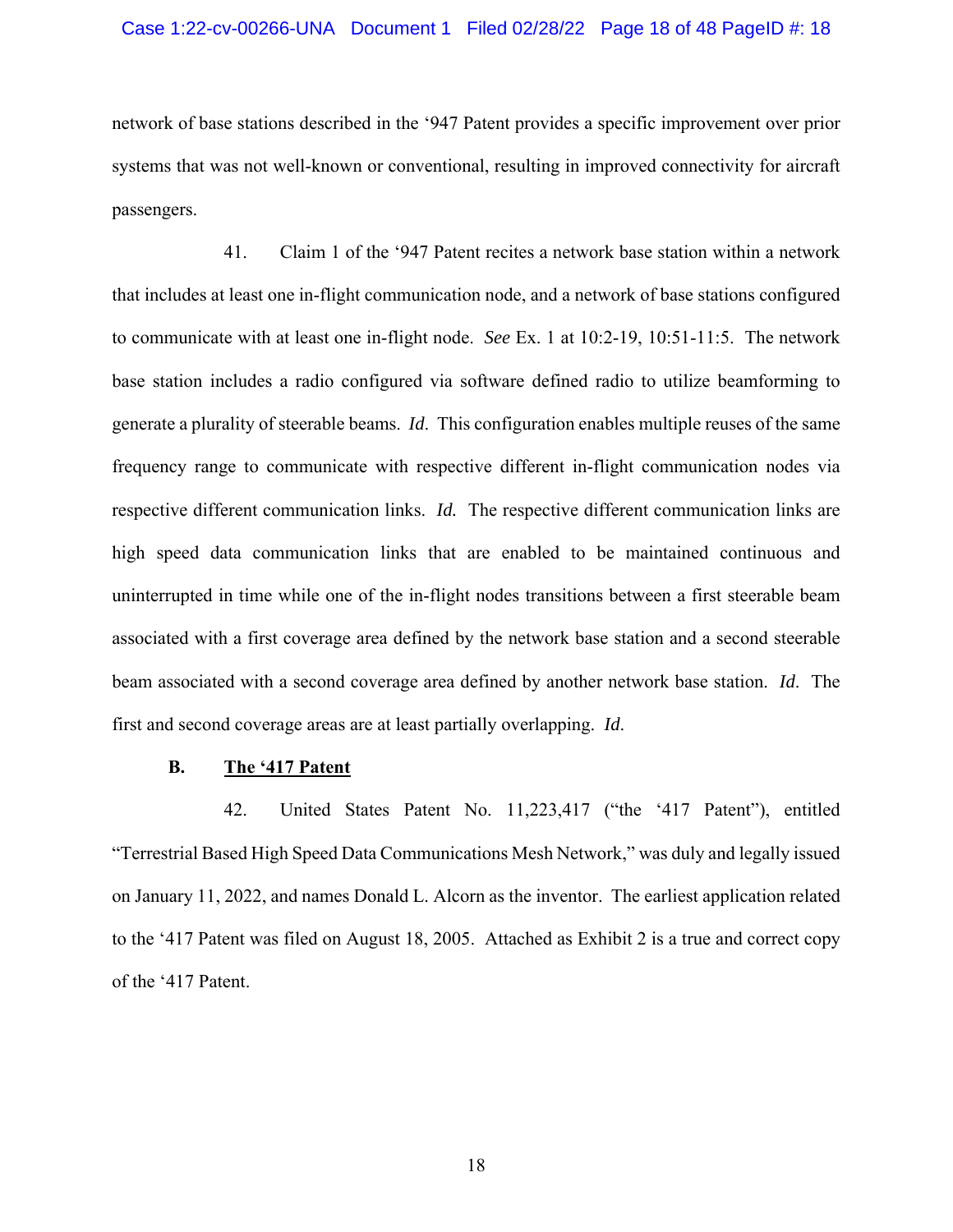network of base stations described in the ‘947 Patent provides a specific improvement over prior systems that was not well-known or conventional, resulting in improved connectivity for aircraft passengers.

41. Claim 1 of the ‘947 Patent recites a network base station within a network that includes at least one in-flight communication node, and a network of base stations configured to communicate with at least one in-flight node. *See* Ex. 1 at 10:2-19, 10:51-11:5. The network base station includes a radio configured via software defined radio to utilize beamforming to generate a plurality of steerable beams. *Id*. This configuration enables multiple reuses of the same frequency range to communicate with respective different in-flight communication nodes via respective different communication links. *Id.* The respective different communication links are high speed data communication links that are enabled to be maintained continuous and uninterrupted in time while one of the in-flight nodes transitions between a first steerable beam associated with a first coverage area defined by the network base station and a second steerable beam associated with a second coverage area defined by another network base station. *Id*. The first and second coverage areas are at least partially overlapping. *Id*.

### B. <u>The ‘417 Patent</u>

42. United States Patent No. 11,223,417 (“the ‘417 Patent”), entitled “Terrestrial Based High Speed Data Communications Mesh Network,” was duly and legally issued on January 11, 2022, and names Donald L. Alcorn as the inventor. The earliest application related to the ‘417 Patent was filed on August 18, 2005. Attached as Exhibit 2 is a true and correct copy of the ‘417 Patent.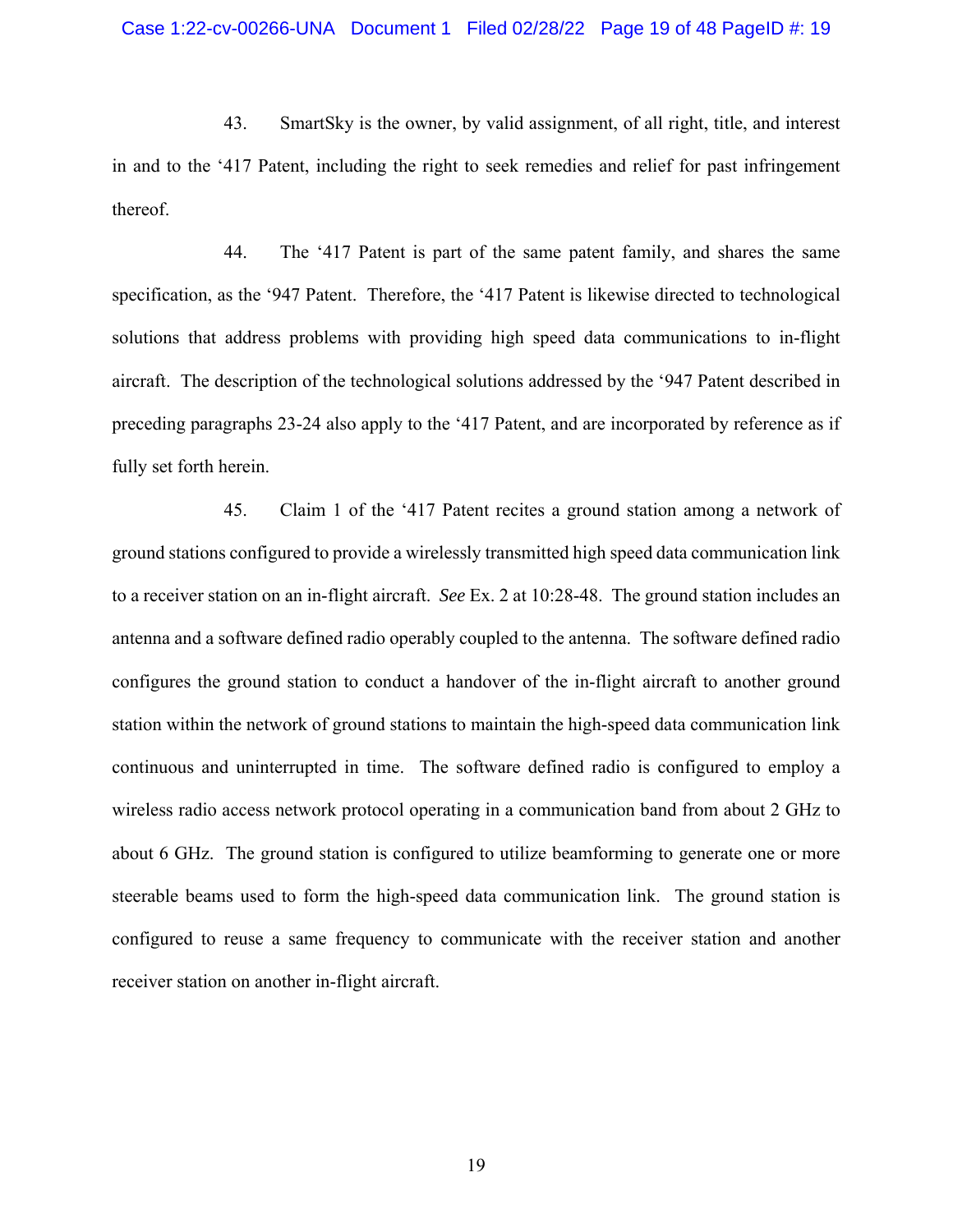43. SmartSky is the owner, by valid assignment, of all right, title, and interest in and to the '417 Patent, including the right to seek remedies and relief for past infringement thereof.

44. The '417 Patent is part of the same patent family, and shares the same specification, as the '947 Patent. Therefore, the '417 Patent is likewise directed to technological solutions that address problems with providing high speed data communications to in-flight aircraft. The description of the technological solutions addressed by the '947 Patent described in preceding paragraphs 23-24 also apply to the '417 Patent, and are incorporated by reference as if fully set forth herein.

45. Claim 1 of the '417 Patent recites a ground station among a network of ground stations configured to provide a wirelessly transmitted high speed data communication link to a receiver station on an in-flight aircraft. *See* Ex. 2 at 10:28-48. The ground station includes an antenna and a software defined radio operably coupled to the antenna. The software defined radio configures the ground station to conduct a handover of the in-flight aircraft to another ground station within the network of ground stations to maintain the high-speed data communication link continuous and uninterrupted in time. The software defined radio is configured to employ a wireless radio access network protocol operating in a communication band from about 2 GHz to about 6 GHz. The ground station is configured to utilize beamforming to generate one or more steerable beams used to form the high-speed data communication link. The ground station is configured to reuse a same frequency to communicate with the receiver station and another receiver station on another in-flight aircraft.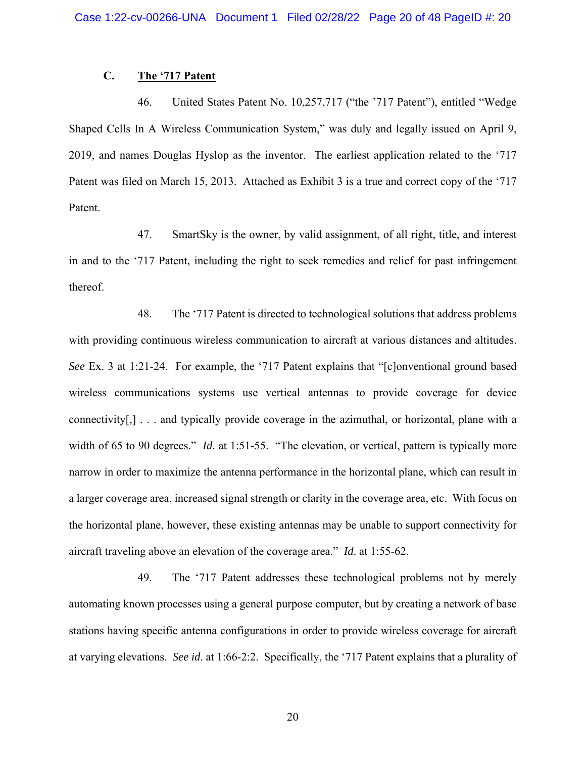### C. The '717 Patent

46. United States Patent No. 10,257,717 ("the '717 Patent"), entitled "Wedge Shaped Cells In A Wireless Communication System," was duly and legally issued on April 9, 2019, and names Douglas Hyslop as the inventor. The earliest application related to the '717 Patent was filed on March 15, 2013. Attached as Exhibit 3 is a true and correct copy of the '717 Patent.

47. SmartSky is the owner, by valid assignment, of all right, title, and interest in and to the '717 Patent, including the right to seek remedies and relief for past infringement thereof.

48. The '717 Patent is directed to technological solutions that address problems with providing continuous wireless communication to aircraft at various distances and altitudes. *See* Ex. 3 at 1:21-24. For example, the '717 Patent explains that "[c]onventional ground based wireless communications systems use vertical antennas to provide coverage for device connectivity[,] . . . and typically provide coverage in the azimuthal, or horizontal, plane with a width of 65 to 90 degrees." *Id.* at 1:51-55. "The elevation, or vertical, pattern is typically more narrow in order to maximize the antenna performance in the horizontal plane, which can result in a larger coverage area, increased signal strength or clarity in the coverage area, etc. With focus on the horizontal plane, however, these existing antennas may be unable to support connectivity for aircraft traveling above an elevation of the coverage area." *Id.* at 1:55-62.

49. The '717 Patent addresses these technological problems not by merely automating known processes using a general purpose computer, but by creating a network of base stations having specific antenna configurations in order to provide wireless coverage for aircraft at varying elevations. *See id.* at 1:66-2:2. Specifically, the '717 Patent explains that a plurality of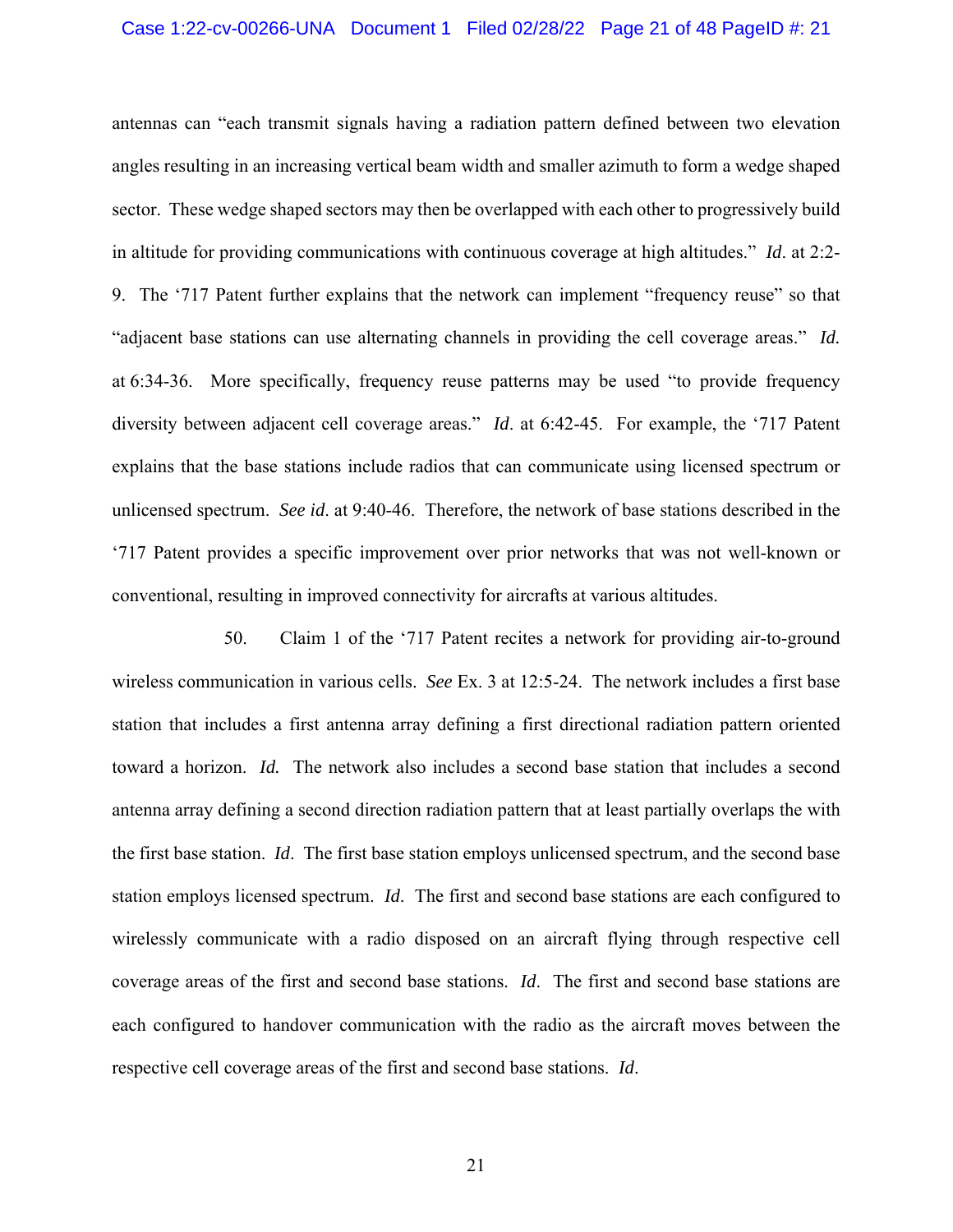antennas can "each transmit signals having a radiation pattern defined between two elevation angles resulting in an increasing vertical beam width and smaller azimuth to form a wedge shaped sector. These wedge shaped sectors may then be overlapped with each other to progressively build in altitude for providing communications with continuous coverage at high altitudes." *Id*. at 2:2-9. The '717 Patent further explains that the network can implement "frequency reuse" so that "adjacent base stations can use alternating channels in providing the cell coverage areas." *Id.* at 6:34-36. More specifically, frequency reuse patterns may be used "to provide frequency diversity between adjacent cell coverage areas." *Id*. at 6:42-45. For example, the '717 Patent explains that the base stations include radios that can communicate using licensed spectrum or unlicensed spectrum. *See id*. at 9:40-46. Therefore, the network of base stations described in the '717 Patent provides a specific improvement over prior networks that was not well-known or conventional, resulting in improved connectivity for aircrafts at various altitudes.

50. Claim 1 of the '717 Patent recites a network for providing air-to-ground wireless communication in various cells. *See* Ex. 3 at 12:5-24. The network includes a first base station that includes a first antenna array defining a first directional radiation pattern oriented toward a horizon. *Id.* The network also includes a second base station that includes a second antenna array defining a second direction radiation pattern that at least partially overlaps the with the first base station. *Id*. The first base station employs unlicensed spectrum, and the second base station employs licensed spectrum. *Id*. The first and second base stations are each configured to wirelessly communicate with a radio disposed on an aircraft flying through respective cell coverage areas of the first and second base stations. *Id*. The first and second base stations are each configured to handover communication with the radio as the aircraft moves between the respective cell coverage areas of the first and second base stations. *Id*.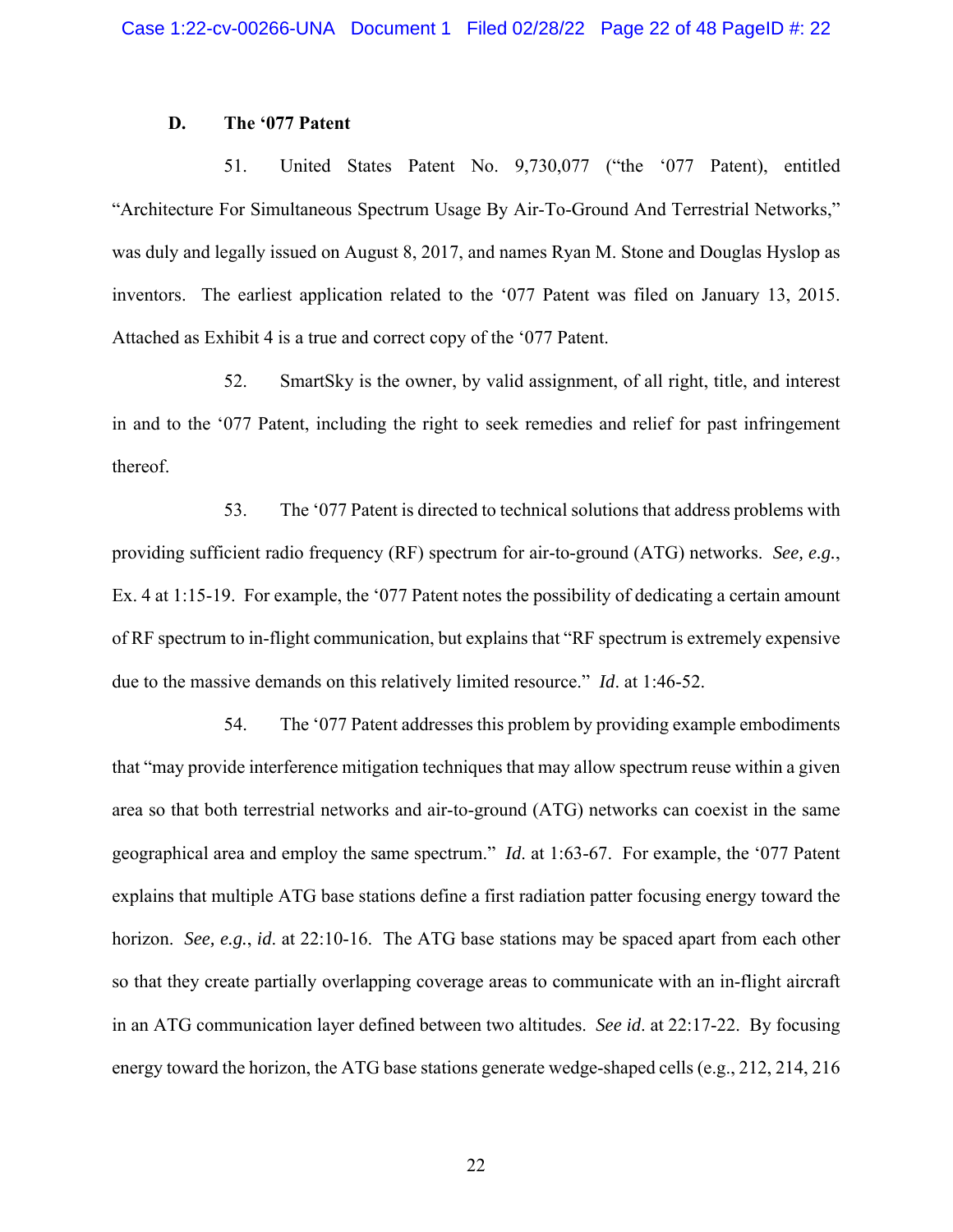### D. The '077 Patent

51. United States Patent No. 9,730,077 ("the '077 Patent), entitled "Architecture For Simultaneous Spectrum Usage By Air-To-Ground And Terrestrial Networks," was duly and legally issued on August 8, 2017, and names Ryan M. Stone and Douglas Hyslop as inventors. The earliest application related to the '077 Patent was filed on January 13, 2015. Attached as Exhibit 4 is a true and correct copy of the '077 Patent.

52. SmartSky is the owner, by valid assignment, of all right, title, and interest in and to the '077 Patent, including the right to seek remedies and relief for past infringement thereof.

53. The '077 Patent is directed to technical solutions that address problems with providing sufficient radio frequency (RF) spectrum for air-to-ground (ATG) networks. *See, e.g.*, Ex. 4 at 1:15-19. For example, the '077 Patent notes the possibility of dedicating a certain amount of RF spectrum to in-flight communication, but explains that "RF spectrum is extremely expensive due to the massive demands on this relatively limited resource." *Id*. at 1:46-52.

54. The '077 Patent addresses this problem by providing example embodiments that "may provide interference mitigation techniques that may allow spectrum reuse within a given area so that both terrestrial networks and air-to-ground (ATG) networks can coexist in the same geographical area and employ the same spectrum." *Id*. at 1:63-67. For example, the '077 Patent explains that multiple ATG base stations define a first radiation patter focusing energy toward the horizon. *See, e.g.*, *id*. at 22:10-16. The ATG base stations may be spaced apart from each other so that they create partially overlapping coverage areas to communicate with an in-flight aircraft in an ATG communication layer defined between two altitudes. *See id*. at 22:17-22. By focusing energy toward the horizon, the ATG base stations generate wedge-shaped cells (e.g., 212, 214, 216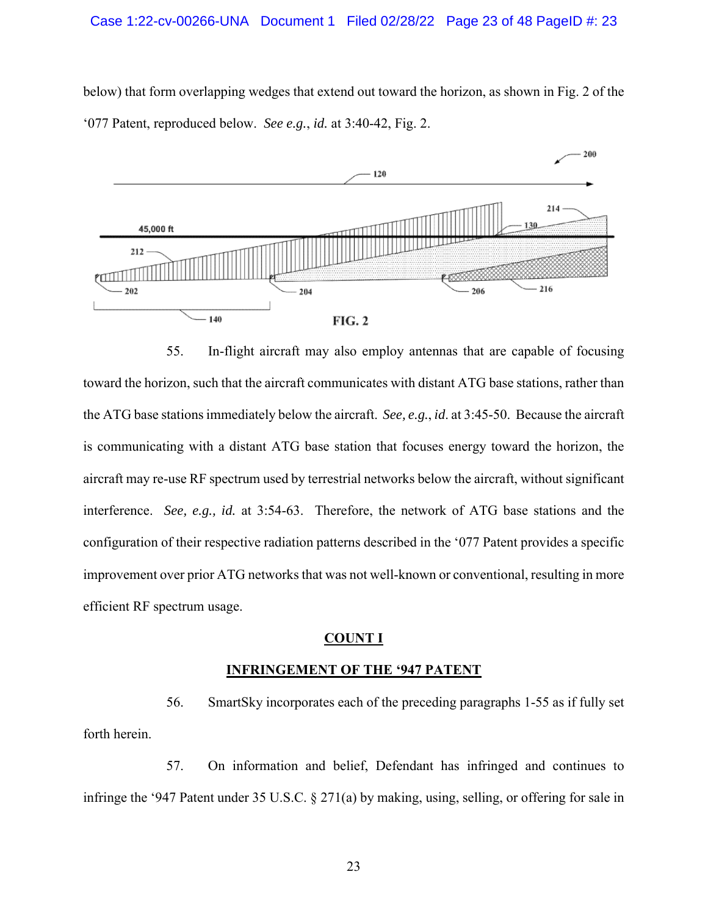below) that form overlapping wedges that extend out toward the horizon, as shown in Fig. 2 of the '077 Patent, reproduced below. *See e.g.*, *id.* at 3:40-42, Fig. 2.

FIG. 2

55. In-flight aircraft may also employ antennas that are capable of focusing toward the horizon, such that the aircraft communicates with distant ATG base stations, rather than the ATG base stations immediately below the aircraft. *See, e.g.*, *id.* at 3:45-50. Because the aircraft is communicating with a distant ATG base station that focuses energy toward the horizon, the aircraft may re-use RF spectrum used by terrestrial networks below the aircraft, without significant interference. *See, e.g., id.* at 3:54-63. Therefore, the network of ATG base stations and the configuration of their respective radiation patterns described in the '077 Patent provides a specific improvement over prior ATG networks that was not well-known or conventional, resulting in more efficient RF spectrum usage.

## COUNT I

## INFRINGEMENT OF THE '947 PATENT

56. SmartSky incorporates each of the preceding paragraphs 1-55 as if fully set forth herein.

57. On information and belief, Defendant has infringed and continues to infringe the '947 Patent under 35 U.S.C. § 271(a) by making, using, selling, or offering for sale in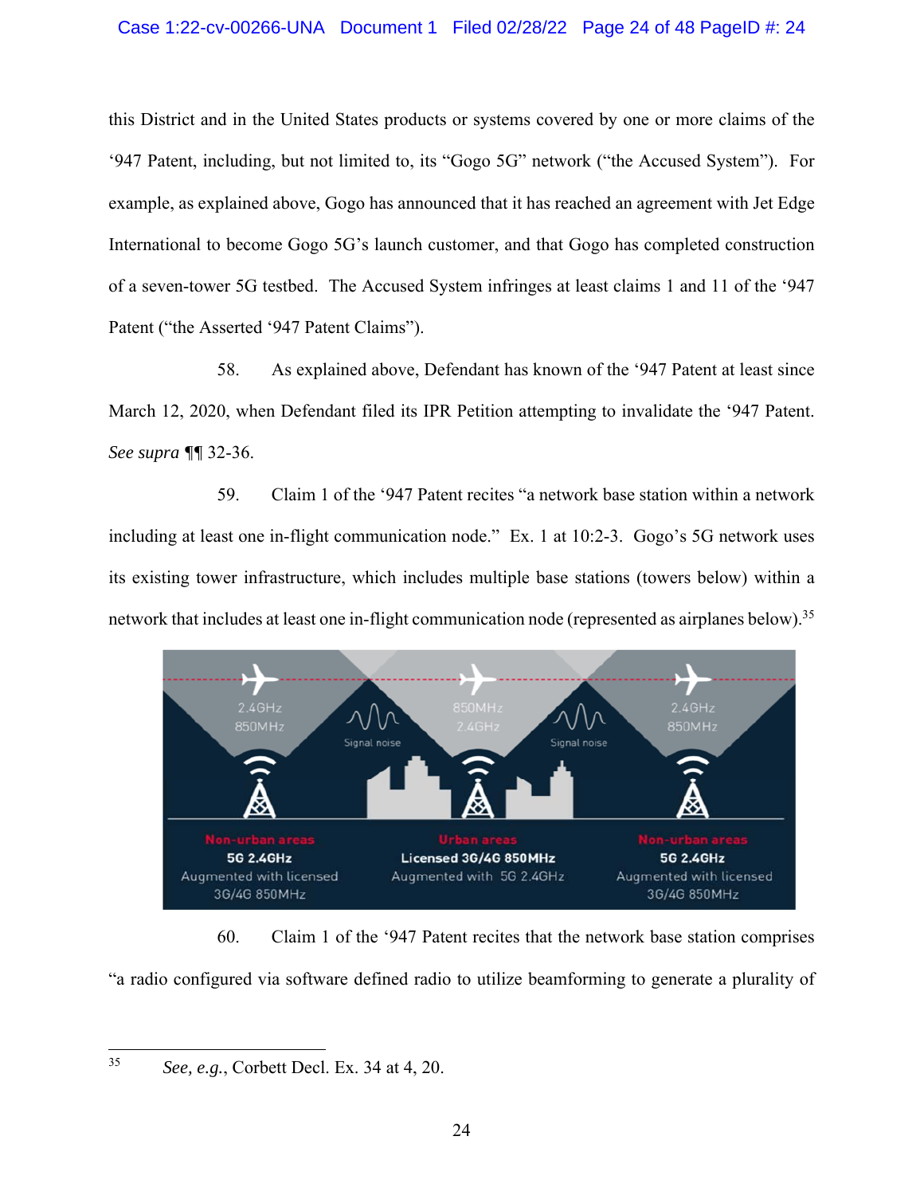this District and in the United States products or systems covered by one or more claims of the '947 Patent, including, but not limited to, its "Gogo 5G" network ("the Accused System"). For example, as explained above, Gogo has announced that it has reached an agreement with Jet Edge International to become Gogo 5G's launch customer, and that Gogo has completed construction of a seven-tower 5G testbed. The Accused System infringes at least claims 1 and 11 of the '947 Patent ("the Asserted '947 Patent Claims").

58. As explained above, Defendant has known of the '947 Patent at least since March 12, 2020, when Defendant filed its IPR Petition attempting to invalidate the '947 Patent. *See supra* ¶¶ 32-36.

59. Claim 1 of the '947 Patent recites "a network base station within a network including at least one in-flight communication node." Ex. 1 at 10:2-3. Gogo's 5G network uses its existing tower infrastructure, which includes multiple base stations (towers below) within a network that includes at least one in-flight communication node (represented as airplanes below).[35]

60. Claim 1 of the '947 Patent recites that the network base station comprises "a radio configured via software defined radio to utilize beamforming to generate a plurality of

[35] *See, e.g.*, Corbett Decl. Ex. 34 at 4, 20.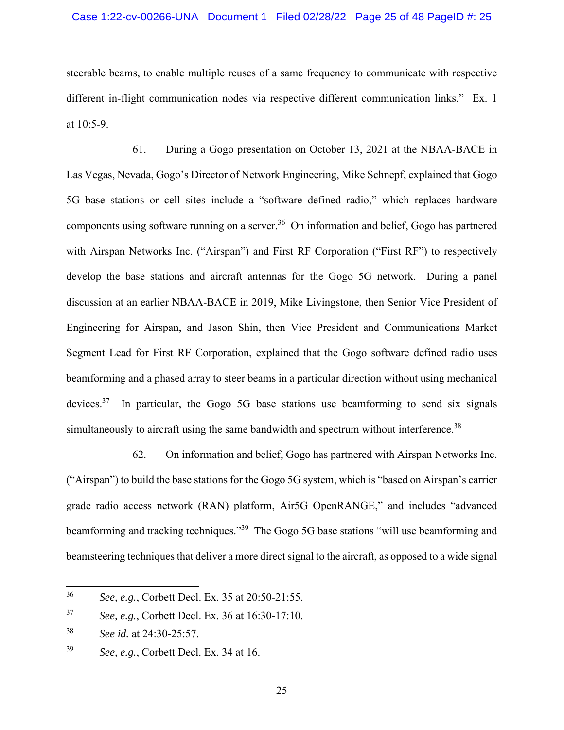steerable beams, to enable multiple reuses of a same frequency to communicate with respective different in-flight communication nodes via respective different communication links." Ex. 1 at 10:5-9.

61. During a Gogo presentation on October 13, 2021 at the NBAA-BACE in Las Vegas, Nevada, Gogo's Director of Network Engineering, Mike Schnepf, explained that Gogo 5G base stations or cell sites include a "software defined radio," which replaces hardware components using software running on a server.[36] On information and belief, Gogo has partnered with Airspan Networks Inc. ("Airspan") and First RF Corporation ("First RF") to respectively develop the base stations and aircraft antennas for the Gogo 5G network. During a panel discussion at an earlier NBAA-BACE in 2019, Mike Livingstone, then Senior Vice President of Engineering for Airspan, and Jason Shin, then Vice President and Communications Market Segment Lead for First RF Corporation, explained that the Gogo software defined radio uses beamforming and a phased array to steer beams in a particular direction without using mechanical devices.[37] In particular, the Gogo 5G base stations use beamforming to send six signals simultaneously to aircraft using the same bandwidth and spectrum without interference.[38]

62. On information and belief, Gogo has partnered with Airspan Networks Inc. ("Airspan") to build the base stations for the Gogo 5G system, which is "based on Airspan's carrier grade radio access network (RAN) platform, Air5G OpenRANGE," and includes "advanced beamforming and tracking techniques."[39] The Gogo 5G base stations "will use beamforming and beamsteering techniques that deliver a more direct signal to the aircraft, as opposed to a wide signal

---

[36] *See, e.g.*, Corbett Decl. Ex. 35 at 20:50-21:55.

[37] *See, e.g.*, Corbett Decl. Ex. 36 at 16:30-17:10.

[38] *See id.* at 24:30-25:57.

[39] *See, e.g.*, Corbett Decl. Ex. 34 at 16.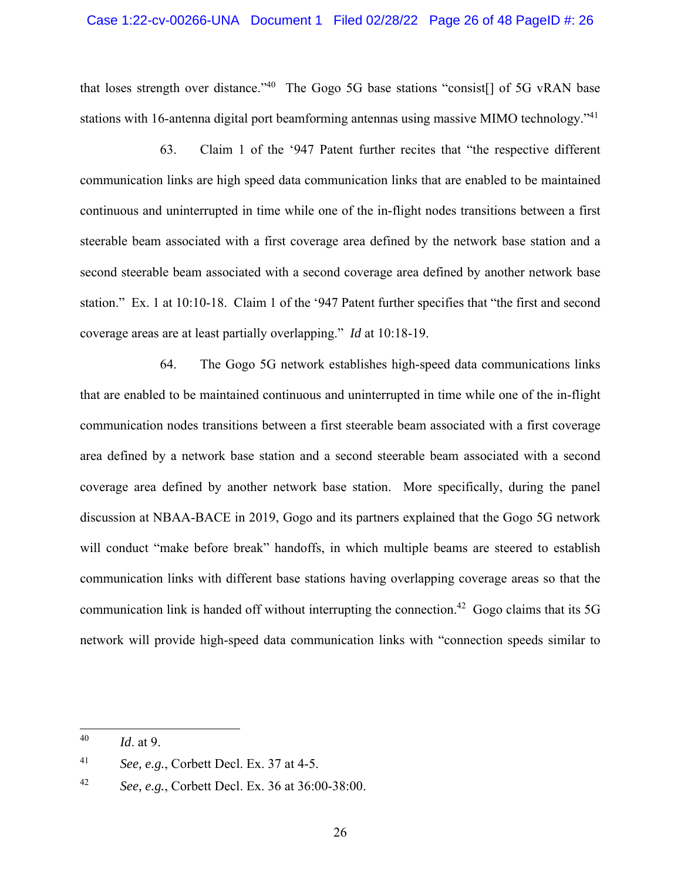that loses strength over distance."[40] The Gogo 5G base stations "consist[] of 5G vRAN base stations with 16-antenna digital port beamforming antennas using massive MIMO technology."[41]

63. Claim 1 of the '947 Patent further recites that "the respective different communication links are high speed data communication links that are enabled to be maintained continuous and uninterrupted in time while one of the in-flight nodes transitions between a first steerable beam associated with a first coverage area defined by the network base station and a second steerable beam associated with a second coverage area defined by another network base station." Ex. 1 at 10:10-18. Claim 1 of the '947 Patent further specifies that "the first and second coverage areas are at least partially overlapping." *Id* at 10:18-19.

64. The Gogo 5G network establishes high-speed data communications links that are enabled to be maintained continuous and uninterrupted in time while one of the in-flight communication nodes transitions between a first steerable beam associated with a first coverage area defined by a network base station and a second steerable beam associated with a second coverage area defined by another network base station. More specifically, during the panel discussion at NBAA-BACE in 2019, Gogo and its partners explained that the Gogo 5G network will conduct "make before break" handoffs, in which multiple beams are steered to establish communication links with different base stations having overlapping coverage areas so that the communication link is handed off without interrupting the connection.[42] Gogo claims that its 5G network will provide high-speed data communication links with "connection speeds similar to

---

[40] *Id*. at 9.

[41] *See, e.g.*, Corbett Decl. Ex. 37 at 4-5.

[42] *See, e.g.*, Corbett Decl. Ex. 36 at 36:00-38:00.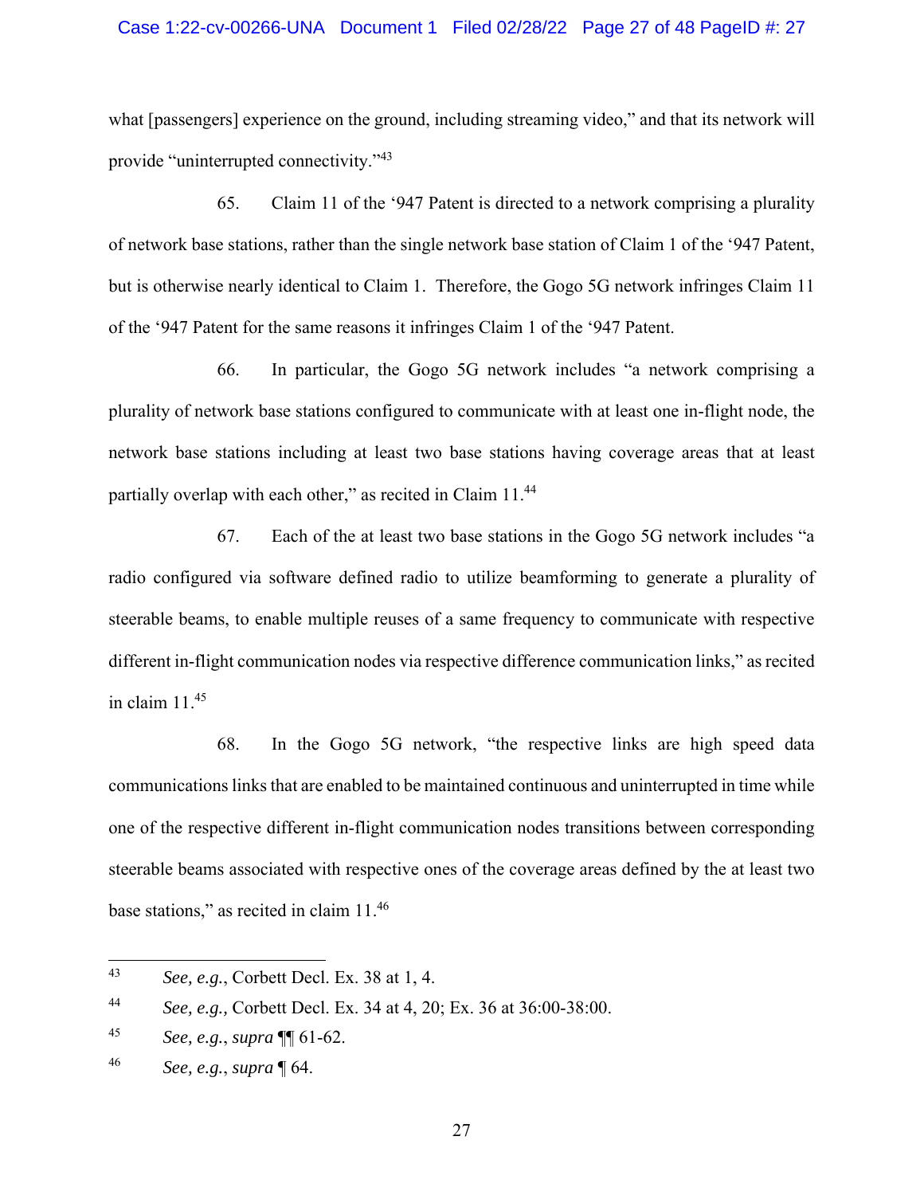what [passengers] experience on the ground, including streaming video," and that its network will provide "uninterrupted connectivity."[43]

65. Claim 11 of the '947 Patent is directed to a network comprising a plurality of network base stations, rather than the single network base station of Claim 1 of the '947 Patent, but is otherwise nearly identical to Claim 1. Therefore, the Gogo 5G network infringes Claim 11 of the '947 Patent for the same reasons it infringes Claim 1 of the '947 Patent.

66. In particular, the Gogo 5G network includes "a network comprising a plurality of network base stations configured to communicate with at least one in-flight node, the network base stations including at least two base stations having coverage areas that at least partially overlap with each other," as recited in Claim 11.[44]

67. Each of the at least two base stations in the Gogo 5G network includes "a radio configured via software defined radio to utilize beamforming to generate a plurality of steerable beams, to enable multiple reuses of a same frequency to communicate with respective different in-flight communication nodes via respective difference communication links," as recited in claim 11.[45]

68. In the Gogo 5G network, "the respective links are high speed data communications links that are enabled to be maintained continuous and uninterrupted in time while one of the respective different in-flight communication nodes transitions between corresponding steerable beams associated with respective ones of the coverage areas defined by the at least two base stations," as recited in claim 11.[46]

---

[43] *See, e.g.*, Corbett Decl. Ex. 38 at 1, 4.

[44] *See, e.g.,* Corbett Decl. Ex. 34 at 4, 20; Ex. 36 at 36:00-38:00.

[45] *See, e.g.*, *supra* ¶¶ 61-62.

[46] *See, e.g.*, *supra* ¶ 64.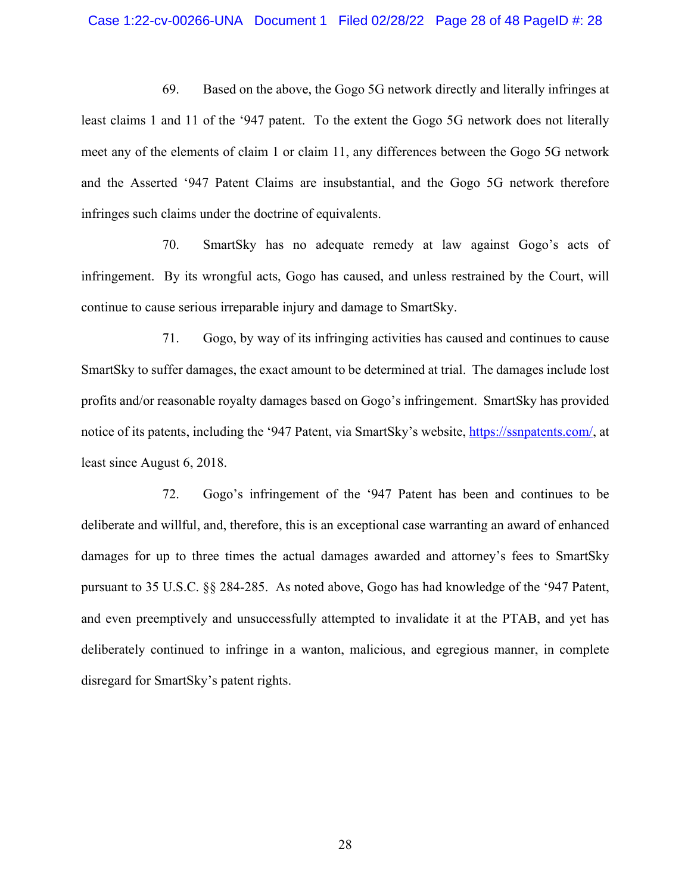69. Based on the above, the Gogo 5G network directly and literally infringes at least claims 1 and 11 of the '947 patent. To the extent the Gogo 5G network does not literally meet any of the elements of claim 1 or claim 11, any differences between the Gogo 5G network and the Asserted '947 Patent Claims are insubstantial, and the Gogo 5G network therefore infringes such claims under the doctrine of equivalents.

70. SmartSky has no adequate remedy at law against Gogo's acts of infringement. By its wrongful acts, Gogo has caused, and unless restrained by the Court, will continue to cause serious irreparable injury and damage to SmartSky.

71. Gogo, by way of its infringing activities has caused and continues to cause SmartSky to suffer damages, the exact amount to be determined at trial. The damages include lost profits and/or reasonable royalty damages based on Gogo's infringement. SmartSky has provided notice of its patents, including the '947 Patent, via SmartSky's website, https://ssnpatents.com/, at least since August 6, 2018.

72. Gogo's infringement of the '947 Patent has been and continues to be deliberate and willful, and, therefore, this is an exceptional case warranting an award of enhanced damages for up to three times the actual damages awarded and attorney's fees to SmartSky pursuant to 35 U.S.C. §§ 284-285. As noted above, Gogo has had knowledge of the '947 Patent, and even preemptively and unsuccessfully attempted to invalidate it at the PTAB, and yet has deliberately continued to infringe in a wanton, malicious, and egregious manner, in complete disregard for SmartSky's patent rights.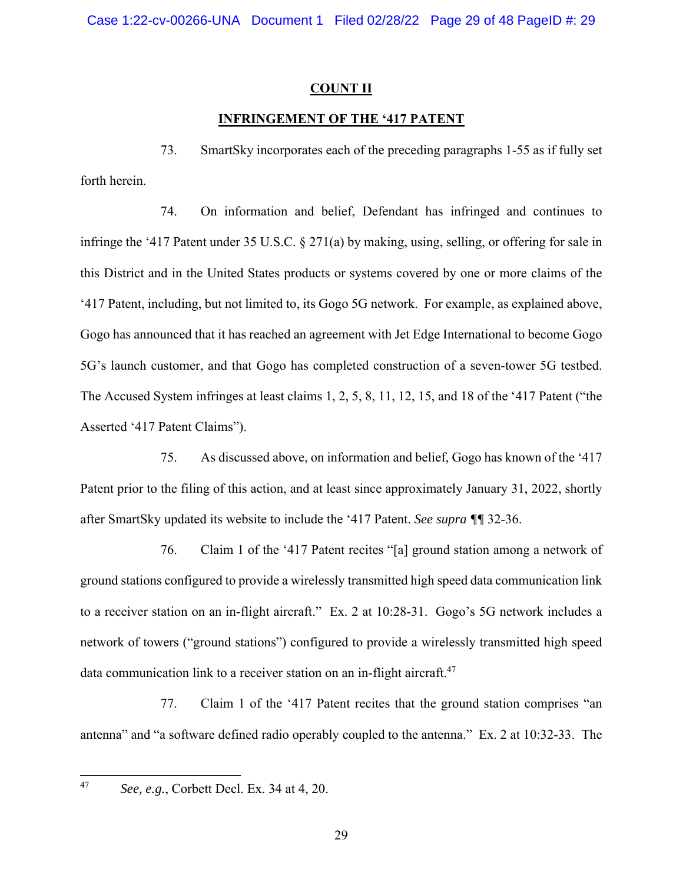## COUNT II

## INFRINGEMENT OF THE '417 PATENT

73. SmartSky incorporates each of the preceding paragraphs 1-55 as if fully set forth herein.

74. On information and belief, Defendant has infringed and continues to infringe the '417 Patent under 35 U.S.C. § 271(a) by making, using, selling, or offering for sale in this District and in the United States products or systems covered by one or more claims of the '417 Patent, including, but not limited to, its Gogo 5G network. For example, as explained above, Gogo has announced that it has reached an agreement with Jet Edge International to become Gogo 5G's launch customer, and that Gogo has completed construction of a seven-tower 5G testbed. The Accused System infringes at least claims 1, 2, 5, 8, 11, 12, 15, and 18 of the '417 Patent ("the Asserted '417 Patent Claims").

75. As discussed above, on information and belief, Gogo has known of the '417 Patent prior to the filing of this action, and at least since approximately January 31, 2022, shortly after SmartSky updated its website to include the '417 Patent. *See supra* ¶¶ 32-36.

76. Claim 1 of the '417 Patent recites "[a] ground station among a network of ground stations configured to provide a wirelessly transmitted high speed data communication link to a receiver station on an in-flight aircraft." Ex. 2 at 10:28-31. Gogo's 5G network includes a network of towers ("ground stations") configured to provide a wirelessly transmitted high speed data communication link to a receiver station on an in-flight aircraft.[47]

77. Claim 1 of the '417 Patent recites that the ground station comprises "an antenna" and "a software defined radio operably coupled to the antenna." Ex. 2 at 10:32-33. The

---

[47] *See, e.g.*, Corbett Decl. Ex. 34 at 4, 20.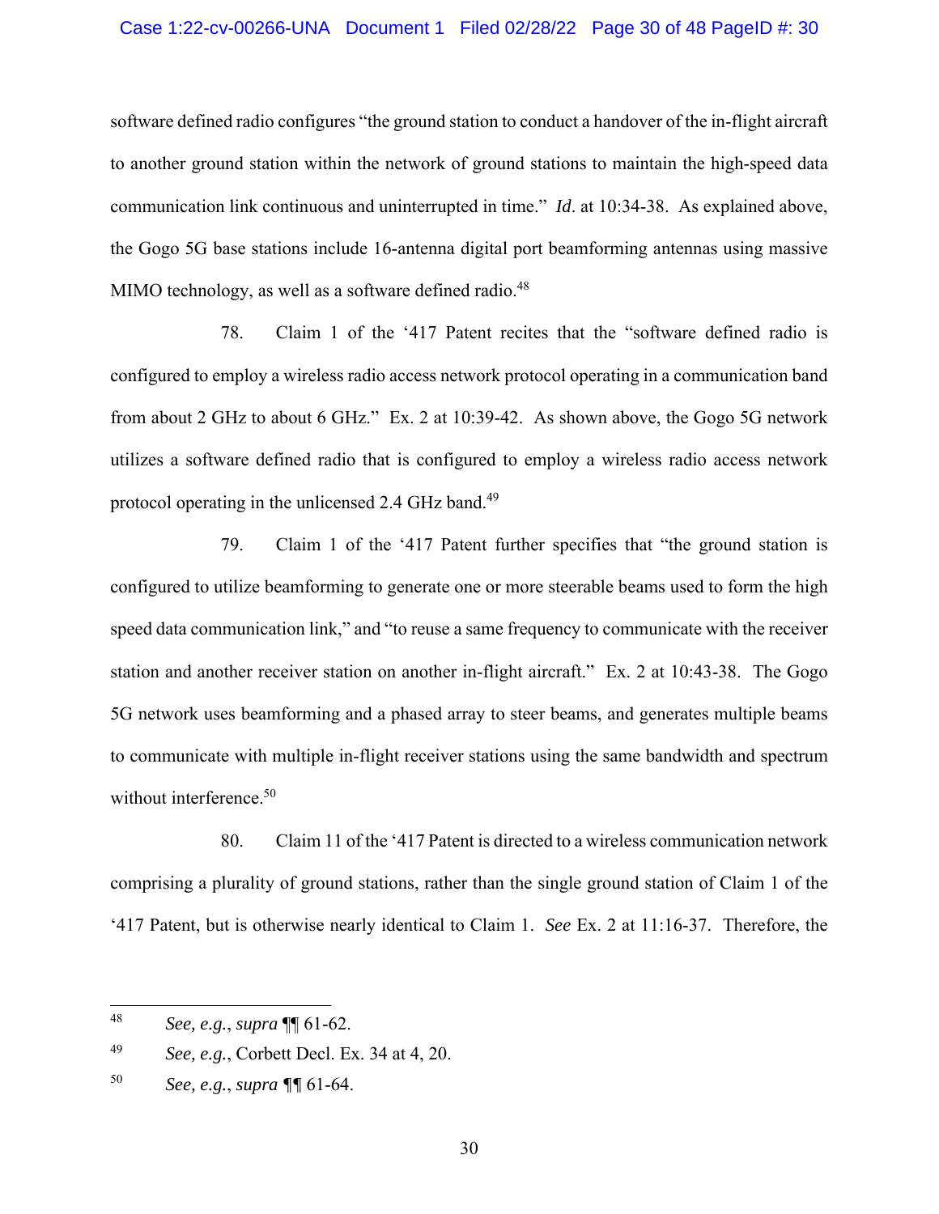software defined radio configures "the ground station to conduct a handover of the in-flight aircraft to another ground station within the network of ground stations to maintain the high-speed data communication link continuous and uninterrupted in time." *Id*. at 10:34-38. As explained above, the Gogo 5G base stations include 16-antenna digital port beamforming antennas using massive MIMO technology, as well as a software defined radio.[48]

78. Claim 1 of the '417 Patent recites that the "software defined radio is configured to employ a wireless radio access network protocol operating in a communication band from about 2 GHz to about 6 GHz." Ex. 2 at 10:39-42. As shown above, the Gogo 5G network utilizes a software defined radio that is configured to employ a wireless radio access network protocol operating in the unlicensed 2.4 GHz band.[49]

79. Claim 1 of the '417 Patent further specifies that "the ground station is configured to utilize beamforming to generate one or more steerable beams used to form the high speed data communication link," and "to reuse a same frequency to communicate with the receiver station and another receiver station on another in-flight aircraft." Ex. 2 at 10:43-38. The Gogo 5G network uses beamforming and a phased array to steer beams, and generates multiple beams to communicate with multiple in-flight receiver stations using the same bandwidth and spectrum without interference.[50]

80. Claim 11 of the '417 Patent is directed to a wireless communication network comprising a plurality of ground stations, rather than the single ground station of Claim 1 of the '417 Patent, but is otherwise nearly identical to Claim 1. *See* Ex. 2 at 11:16-37. Therefore, the

---

[48] *See, e.g.*, *supra* ¶¶ 61-62.

[49] *See, e.g.*, Corbett Decl. Ex. 34 at 4, 20.

[50] *See, e.g.*, *supra* ¶¶ 61-64.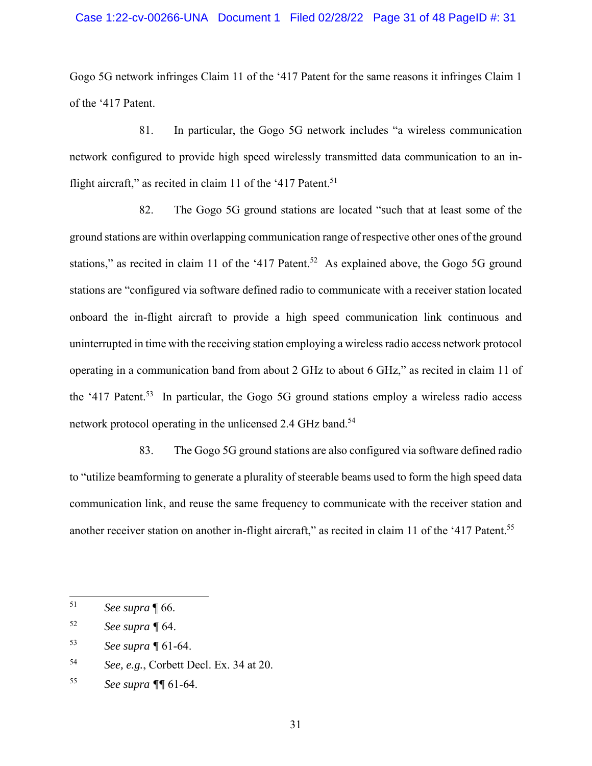Gogo 5G network infringes Claim 11 of the '417 Patent for the same reasons it infringes Claim 1 of the '417 Patent.

81. In particular, the Gogo 5G network includes "a wireless communication network configured to provide high speed wirelessly transmitted data communication to an in-flight aircraft," as recited in claim 11 of the '417 Patent.[51]

82. The Gogo 5G ground stations are located "such that at least some of the ground stations are within overlapping communication range of respective other ones of the ground stations," as recited in claim 11 of the '417 Patent.[52] As explained above, the Gogo 5G ground stations are "configured via software defined radio to communicate with a receiver station located onboard the in-flight aircraft to provide a high speed communication link continuous and uninterrupted in time with the receiving station employing a wireless radio access network protocol operating in a communication band from about 2 GHz to about 6 GHz," as recited in claim 11 of the '417 Patent.[53] In particular, the Gogo 5G ground stations employ a wireless radio access network protocol operating in the unlicensed 2.4 GHz band.[54]

83. The Gogo 5G ground stations are also configured via software defined radio to "utilize beamforming to generate a plurality of steerable beams used to form the high speed data communication link, and reuse the same frequency to communicate with the receiver station and another receiver station on another in-flight aircraft," as recited in claim 11 of the '417 Patent.[55]

---

[51] *See supra* ¶ 66.

[52] *See supra* ¶ 64.

[53] *See supra* ¶ 61-64.

[54] *See, e.g.*, Corbett Decl. Ex. 34 at 20.

[55] *See supra* ¶¶ 61-64.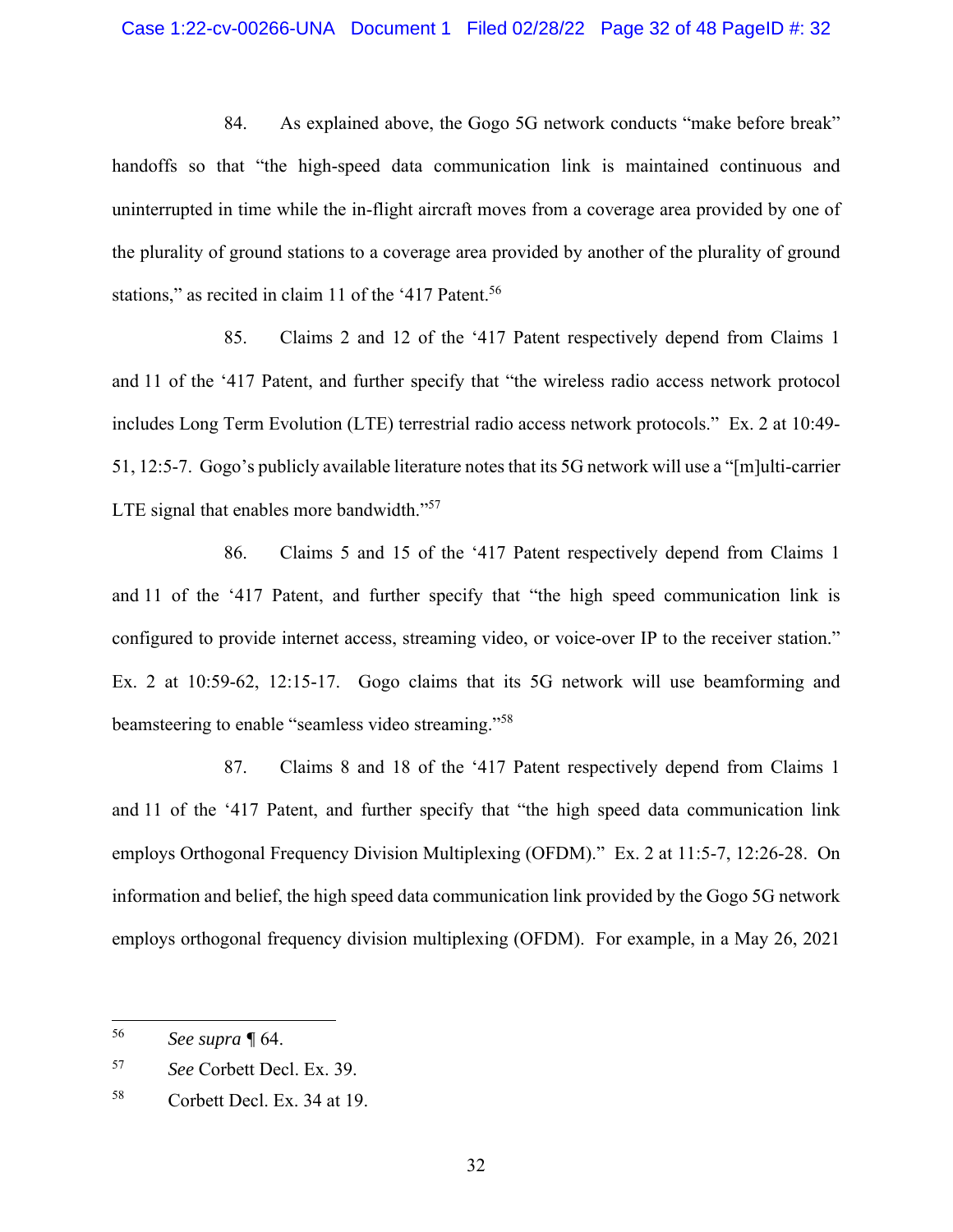84. As explained above, the Gogo 5G network conducts "make before break" handoffs so that "the high-speed data communication link is maintained continuous and uninterrupted in time while the in-flight aircraft moves from a coverage area provided by one of the plurality of ground stations to a coverage area provided by another of the plurality of ground stations," as recited in claim 11 of the '417 Patent.[56]

85. Claims 2 and 12 of the '417 Patent respectively depend from Claims 1 and 11 of the '417 Patent, and further specify that "the wireless radio access network protocol includes Long Term Evolution (LTE) terrestrial radio access network protocols." Ex. 2 at 10:49-51, 12:5-7. Gogo's publicly available literature notes that its 5G network will use a "[m]ulti-carrier LTE signal that enables more bandwidth."[57]

86. Claims 5 and 15 of the '417 Patent respectively depend from Claims 1 and 11 of the '417 Patent, and further specify that "the high speed communication link is configured to provide internet access, streaming video, or voice-over IP to the receiver station." Ex. 2 at 10:59-62, 12:15-17. Gogo claims that its 5G network will use beamforming and beamsteering to enable "seamless video streaming."[58]

87. Claims 8 and 18 of the '417 Patent respectively depend from Claims 1 and 11 of the '417 Patent, and further specify that "the high speed data communication link employs Orthogonal Frequency Division Multiplexing (OFDM)." Ex. 2 at 11:5-7, 12:26-28. On information and belief, the high speed data communication link provided by the Gogo 5G network employs orthogonal frequency division multiplexing (OFDM). For example, in a May 26, 2021

---

[56] *See supra* ¶ 64.

[57] *See* Corbett Decl. Ex. 39.

[58] Corbett Decl. Ex. 34 at 19.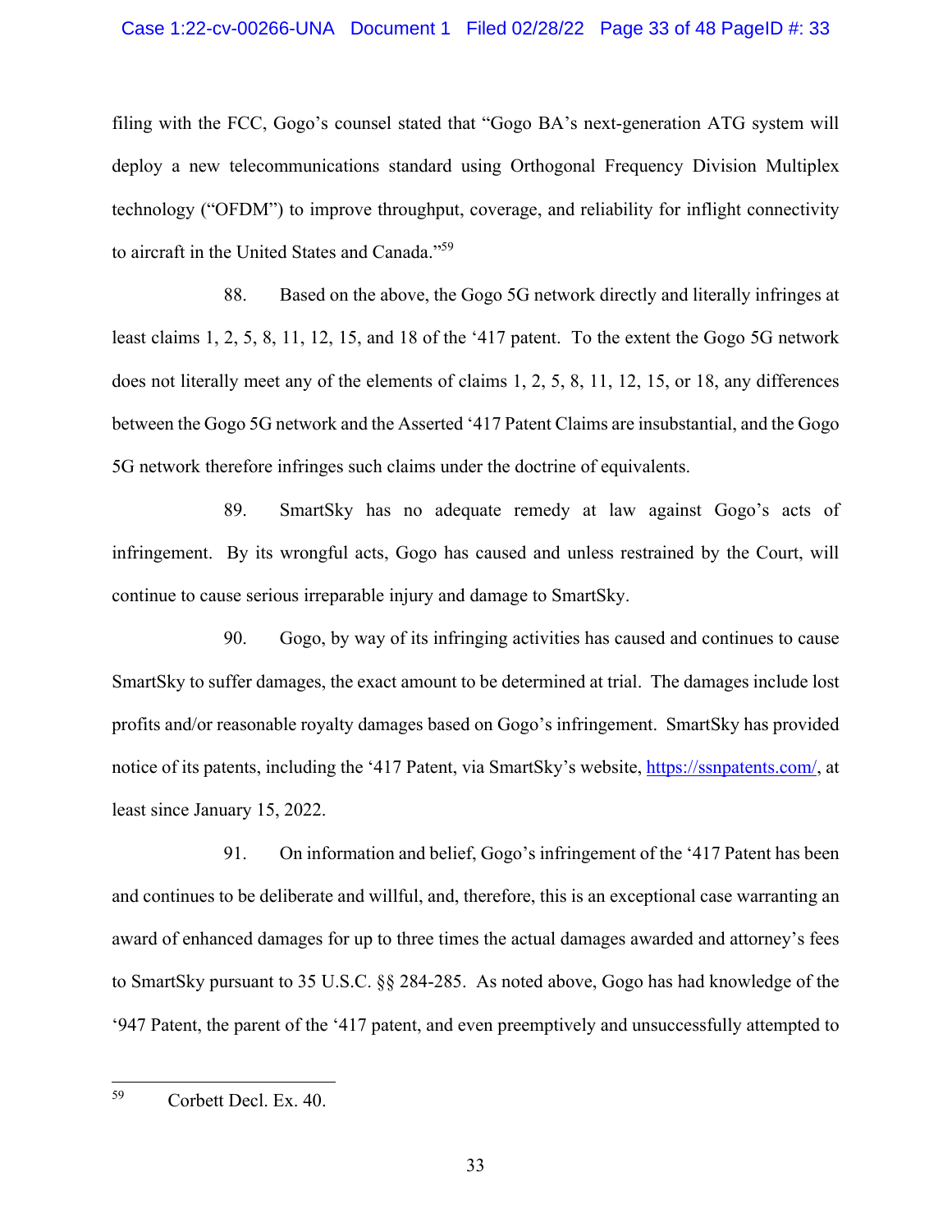filing with the FCC, Gogo's counsel stated that "Gogo BA's next-generation ATG system will deploy a new telecommunications standard using Orthogonal Frequency Division Multiplex technology ("OFDM") to improve throughput, coverage, and reliability for inflight connectivity to aircraft in the United States and Canada."[59]

88. Based on the above, the Gogo 5G network directly and literally infringes at least claims 1, 2, 5, 8, 11, 12, 15, and 18 of the '417 patent. To the extent the Gogo 5G network does not literally meet any of the elements of claims 1, 2, 5, 8, 11, 12, 15, or 18, any differences between the Gogo 5G network and the Asserted '417 Patent Claims are insubstantial, and the Gogo 5G network therefore infringes such claims under the doctrine of equivalents.

89. SmartSky has no adequate remedy at law against Gogo's acts of infringement. By its wrongful acts, Gogo has caused and unless restrained by the Court, will continue to cause serious irreparable injury and damage to SmartSky.

90. Gogo, by way of its infringing activities has caused and continues to cause SmartSky to suffer damages, the exact amount to be determined at trial. The damages include lost profits and/or reasonable royalty damages based on Gogo's infringement. SmartSky has provided notice of its patents, including the '417 Patent, via SmartSky's website, https://ssnpatents.com/, at least since January 15, 2022.

91. On information and belief, Gogo's infringement of the '417 Patent has been and continues to be deliberate and willful, and, therefore, this is an exceptional case warranting an award of enhanced damages for up to three times the actual damages awarded and attorney's fees to SmartSky pursuant to 35 U.S.C. §§ 284-285. As noted above, Gogo has had knowledge of the '947 Patent, the parent of the '417 patent, and even preemptively and unsuccessfully attempted to

---

[59] Corbett Decl. Ex. 40.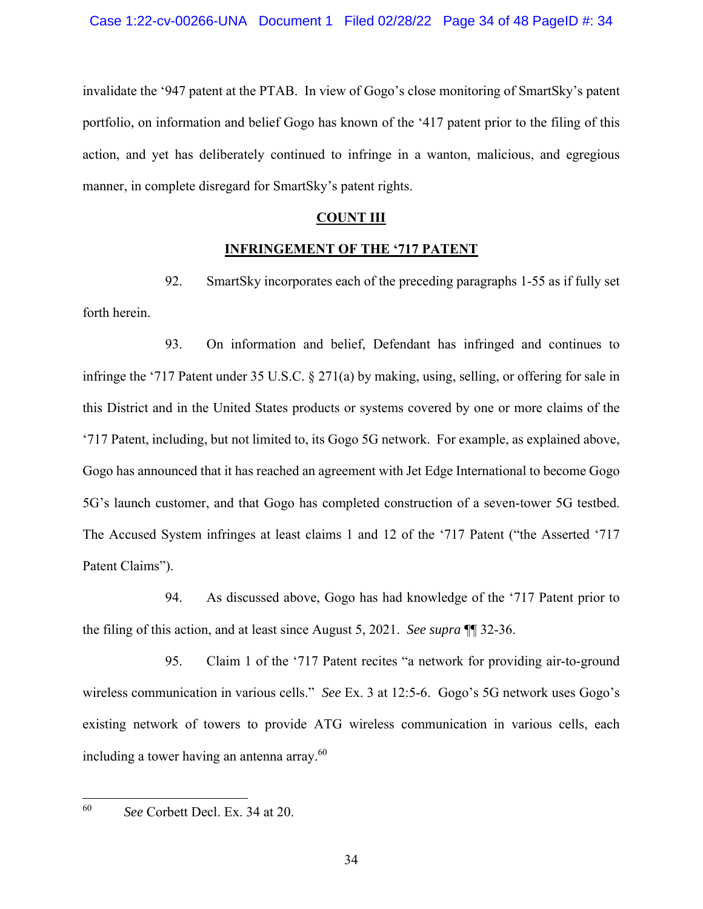invalidate the '947 patent at the PTAB. In view of Gogo's close monitoring of SmartSky's patent portfolio, on information and belief Gogo has known of the '417 patent prior to the filing of this action, and yet has deliberately continued to infringe in a wanton, malicious, and egregious manner, in complete disregard for SmartSky's patent rights.

## COUNT III

## INFRINGEMENT OF THE '717 PATENT

92. SmartSky incorporates each of the preceding paragraphs 1-55 as if fully set forth herein.

93. On information and belief, Defendant has infringed and continues to infringe the '717 Patent under 35 U.S.C. § 271(a) by making, using, selling, or offering for sale in this District and in the United States products or systems covered by one or more claims of the '717 Patent, including, but not limited to, its Gogo 5G network. For example, as explained above, Gogo has announced that it has reached an agreement with Jet Edge International to become Gogo 5G's launch customer, and that Gogo has completed construction of a seven-tower 5G testbed. The Accused System infringes at least claims 1 and 12 of the '717 Patent ("the Asserted '717 Patent Claims").

94. As discussed above, Gogo has had knowledge of the '717 Patent prior to the filing of this action, and at least since August 5, 2021. *See supra* ¶¶ 32-36.

95. Claim 1 of the '717 Patent recites "a network for providing air-to-ground wireless communication in various cells." *See* Ex. 3 at 12:5-6. Gogo's 5G network uses Gogo's existing network of towers to provide ATG wireless communication in various cells, each including a tower having an antenna array.[60]

---

[60] *See* Corbett Decl. Ex. 34 at 20.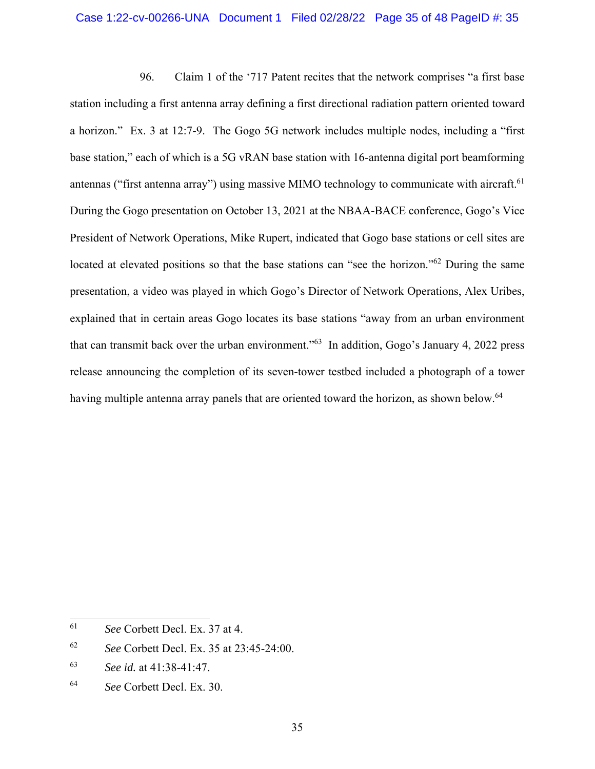96. Claim 1 of the '717 Patent recites that the network comprises "a first base station including a first antenna array defining a first directional radiation pattern oriented toward a horizon." Ex. 3 at 12:7-9. The Gogo 5G network includes multiple nodes, including a "first base station," each of which is a 5G vRAN base station with 16-antenna digital port beamforming antennas ("first antenna array") using massive MIMO technology to communicate with aircraft.[61] During the Gogo presentation on October 13, 2021 at the NBAA-BACE conference, Gogo's Vice President of Network Operations, Mike Rupert, indicated that Gogo base stations or cell sites are located at elevated positions so that the base stations can "see the horizon."[62] During the same presentation, a video was played in which Gogo's Director of Network Operations, Alex Uribes, explained that in certain areas Gogo locates its base stations "away from an urban environment that can transmit back over the urban environment."[63] In addition, Gogo's January 4, 2022 press release announcing the completion of its seven-tower testbed included a photograph of a tower having multiple antenna array panels that are oriented toward the horizon, as shown below.[64]

---

[61] *See* Corbett Decl. Ex. 37 at 4.

[62] *See* Corbett Decl. Ex. 35 at 23:45-24:00.

[63] *See id.* at 41:38-41:47.

[64] *See* Corbett Decl. Ex. 30.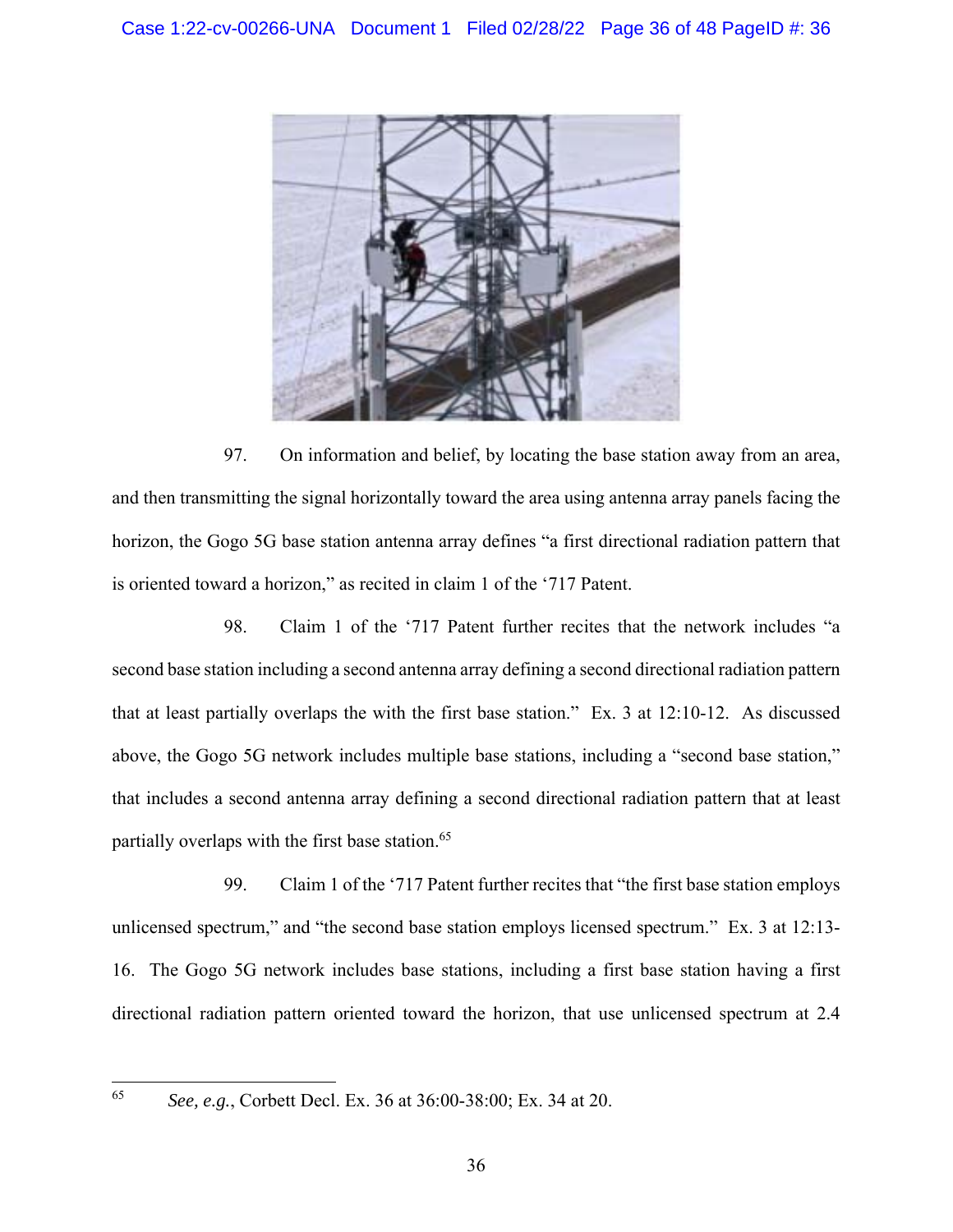97. On information and belief, by locating the base station away from an area, and then transmitting the signal horizontally toward the area using antenna array panels facing the horizon, the Gogo 5G base station antenna array defines "a first directional radiation pattern that is oriented toward a horizon," as recited in claim 1 of the '717 Patent.

98. Claim 1 of the '717 Patent further recites that the network includes "a second base station including a second antenna array defining a second directional radiation pattern that at least partially overlaps the with the first base station." Ex. 3 at 12:10-12. As discussed above, the Gogo 5G network includes multiple base stations, including a "second base station," that includes a second antenna array defining a second directional radiation pattern that at least partially overlaps with the first base station.[65]

99. Claim 1 of the '717 Patent further recites that "the first base station employs unlicensed spectrum," and "the second base station employs licensed spectrum." Ex. 3 at 12:13-16. The Gogo 5G network includes base stations, including a first base station having a first directional radiation pattern oriented toward the horizon, that use unlicensed spectrum at 2.4

---

[65] *See, e.g.*, Corbett Decl. Ex. 36 at 36:00-38:00; Ex. 34 at 20.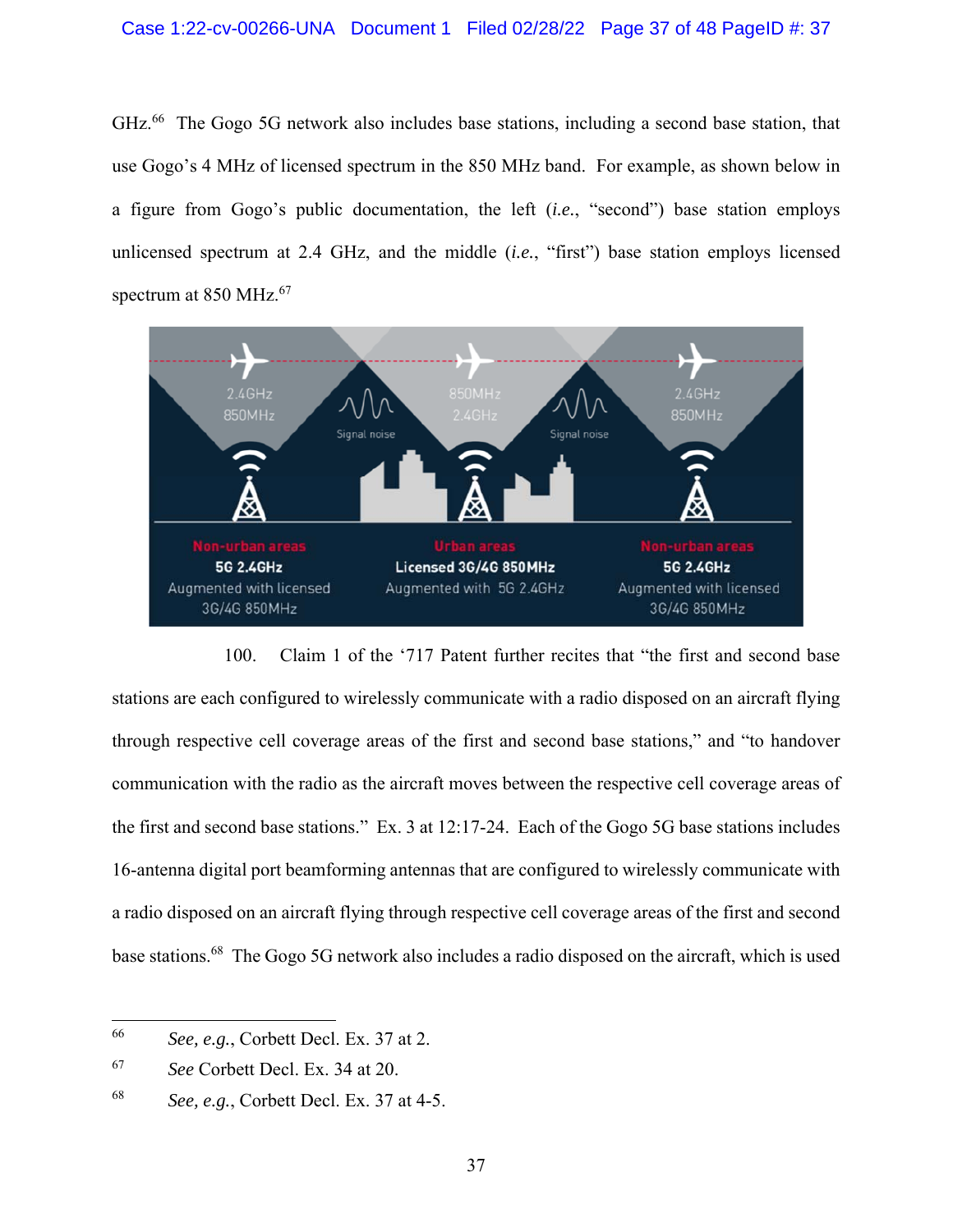GHz.[66] The Gogo 5G network also includes base stations, including a second base station, that use Gogo's 4 MHz of licensed spectrum in the 850 MHz band. For example, as shown below in a figure from Gogo's public documentation, the left (*i.e.*, "second") base station employs unlicensed spectrum at 2.4 GHz, and the middle (*i.e.*, "first") base station employs licensed spectrum at 850 MHz.[67]

100. Claim 1 of the '717 Patent further recites that "the first and second base stations are each configured to wirelessly communicate with a radio disposed on an aircraft flying through respective cell coverage areas of the first and second base stations," and "to handover communication with the radio as the aircraft moves between the respective cell coverage areas of the first and second base stations." Ex. 3 at 12:17-24. Each of the Gogo 5G base stations includes 16-antenna digital port beamforming antennas that are configured to wirelessly communicate with a radio disposed on an aircraft flying through respective cell coverage areas of the first and second base stations.[68] The Gogo 5G network also includes a radio disposed on the aircraft, which is used

---

66 *See, e.g.*, Corbett Decl. Ex. 37 at 2.

67 *See* Corbett Decl. Ex. 34 at 20.

68 *See, e.g.*, Corbett Decl. Ex. 37 at 4-5.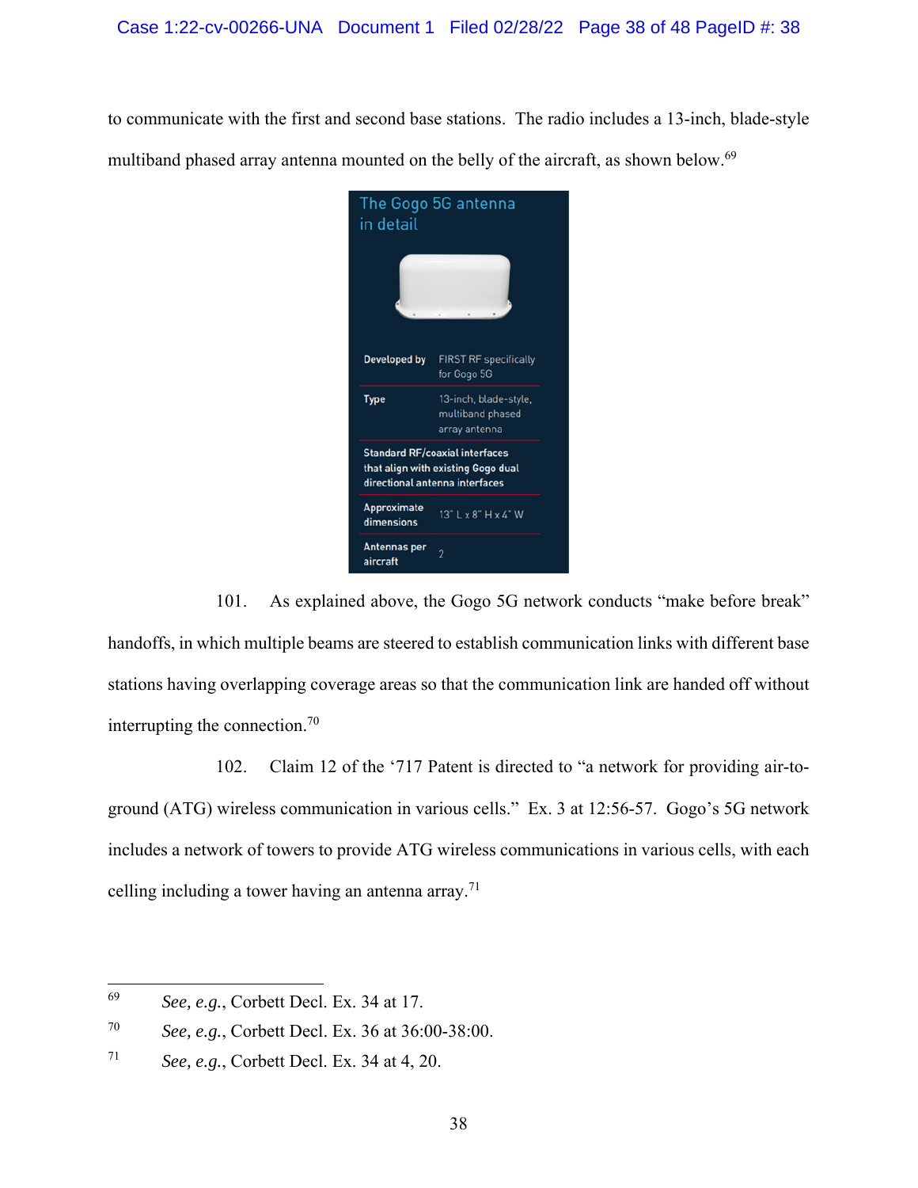to communicate with the first and second base stations. The radio includes a 13-inch, blade-style multiband phased array antenna mounted on the belly of the aircraft, as shown below.[69]

The Gogo 5G antenna in detail

| | |
|---|---|
| Developed by | FIRST RF specifically for Gogo 5G |
| Type | 13-inch, blade-style, multiband phased array antenna |
| Standard RF/coaxial interfaces that align with existing Gogo dual directional antenna interfaces | |
| Approximate dimensions | 13" L x 8" H x 4" W |
| Antennas per aircraft | 2 |

101. As explained above, the Gogo 5G network conducts "make before break" handoffs, in which multiple beams are steered to establish communication links with different base stations having overlapping coverage areas so that the communication link are handed off without interrupting the connection.[70]

102. Claim 12 of the '717 Patent is directed to "a network for providing air-to-ground (ATG) wireless communication in various cells." Ex. 3 at 12:56-57. Gogo's 5G network includes a network of towers to provide ATG wireless communications in various cells, with each celling including a tower having an antenna array.[71]

---

[69] *See, e.g.*, Corbett Decl. Ex. 34 at 17.

[70] *See, e.g.*, Corbett Decl. Ex. 36 at 36:00-38:00.

[71] *See, e.g.*, Corbett Decl. Ex. 34 at 4, 20.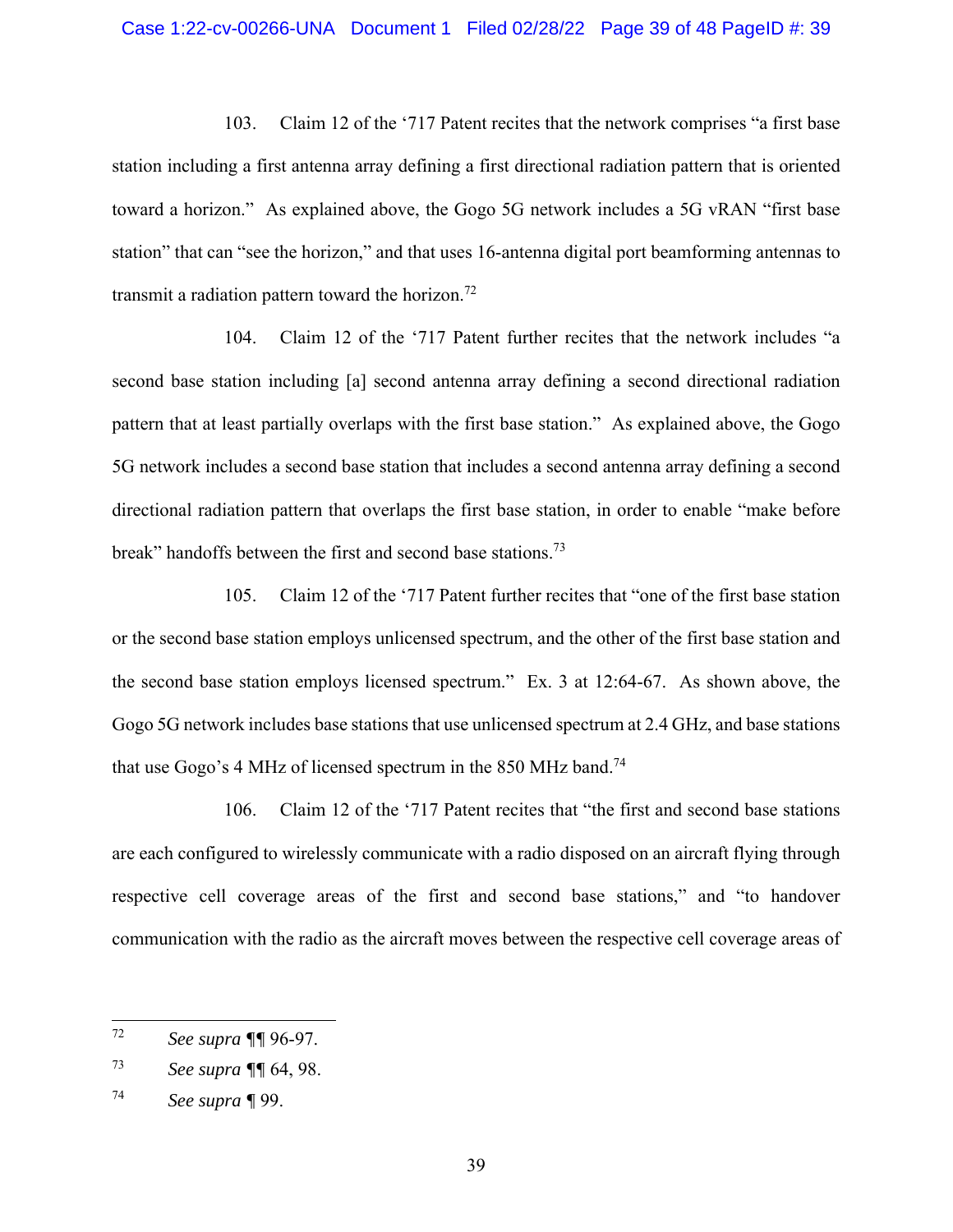103. Claim 12 of the '717 Patent recites that the network comprises "a first base station including a first antenna array defining a first directional radiation pattern that is oriented toward a horizon." As explained above, the Gogo 5G network includes a 5G vRAN "first base station" that can "see the horizon," and that uses 16-antenna digital port beamforming antennas to transmit a radiation pattern toward the horizon.[72]

104. Claim 12 of the '717 Patent further recites that the network includes "a second base station including [a] second antenna array defining a second directional radiation pattern that at least partially overlaps with the first base station." As explained above, the Gogo 5G network includes a second base station that includes a second antenna array defining a second directional radiation pattern that overlaps the first base station, in order to enable "make before break" handoffs between the first and second base stations.[73]

105. Claim 12 of the '717 Patent further recites that "one of the first base station or the second base station employs unlicensed spectrum, and the other of the first base station and the second base station employs licensed spectrum." Ex. 3 at 12:64-67. As shown above, the Gogo 5G network includes base stations that use unlicensed spectrum at 2.4 GHz, and base stations that use Gogo's 4 MHz of licensed spectrum in the 850 MHz band.[74]

106. Claim 12 of the '717 Patent recites that "the first and second base stations are each configured to wirelessly communicate with a radio disposed on an aircraft flying through respective cell coverage areas of the first and second base stations," and "to handover communication with the radio as the aircraft moves between the respective cell coverage areas of

---

[72] *See supra* ¶¶ 96-97.

[73] *See supra* ¶¶ 64, 98.

[74] *See supra* ¶ 99.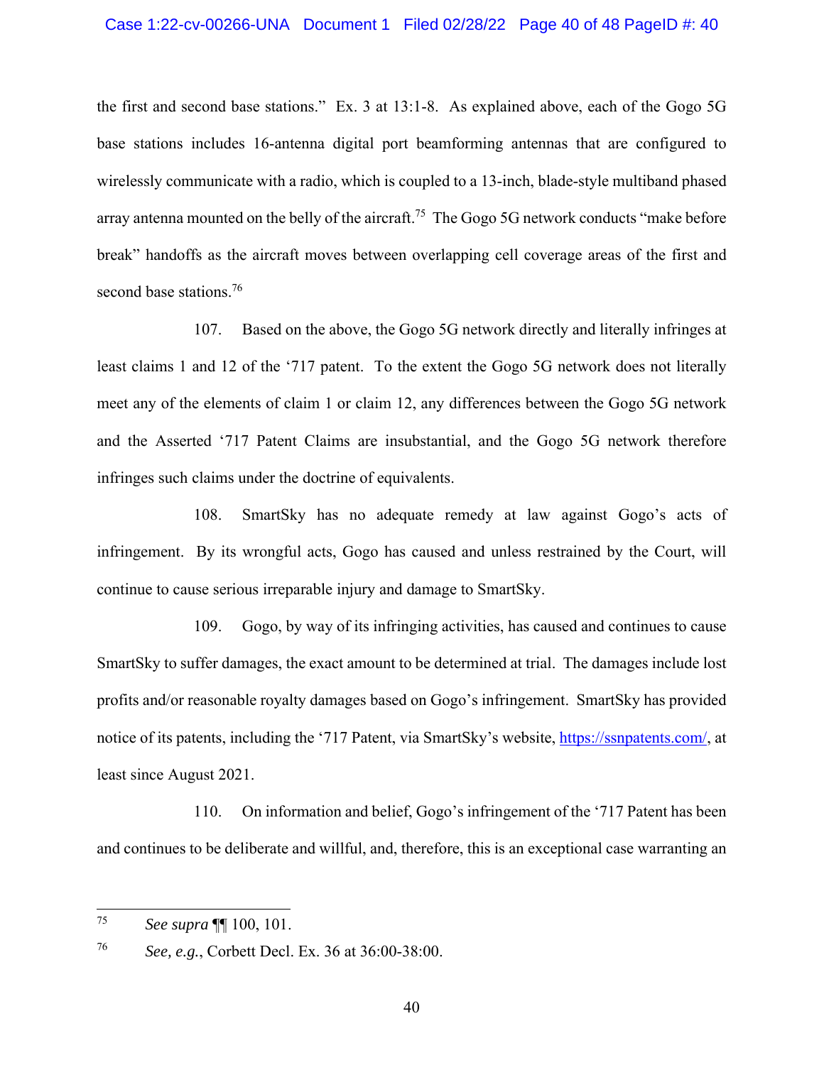the first and second base stations." Ex. 3 at 13:1-8. As explained above, each of the Gogo 5G base stations includes 16-antenna digital port beamforming antennas that are configured to wirelessly communicate with a radio, which is coupled to a 13-inch, blade-style multiband phased array antenna mounted on the belly of the aircraft.[75] The Gogo 5G network conducts "make before break" handoffs as the aircraft moves between overlapping cell coverage areas of the first and second base stations.[76]

107. Based on the above, the Gogo 5G network directly and literally infringes at least claims 1 and 12 of the '717 patent. To the extent the Gogo 5G network does not literally meet any of the elements of claim 1 or claim 12, any differences between the Gogo 5G network and the Asserted '717 Patent Claims are insubstantial, and the Gogo 5G network therefore infringes such claims under the doctrine of equivalents.

108. SmartSky has no adequate remedy at law against Gogo's acts of infringement. By its wrongful acts, Gogo has caused and unless restrained by the Court, will continue to cause serious irreparable injury and damage to SmartSky.

109. Gogo, by way of its infringing activities, has caused and continues to cause SmartSky to suffer damages, the exact amount to be determined at trial. The damages include lost profits and/or reasonable royalty damages based on Gogo's infringement. SmartSky has provided notice of its patents, including the '717 Patent, via SmartSky's website, https://ssnpatents.com/, at least since August 2021.

110. On information and belief, Gogo's infringement of the '717 Patent has been and continues to be deliberate and willful, and, therefore, this is an exceptional case warranting an

---

[75] *See supra* ¶¶ 100, 101.

[76] *See, e.g.*, Corbett Decl. Ex. 36 at 36:00-38:00.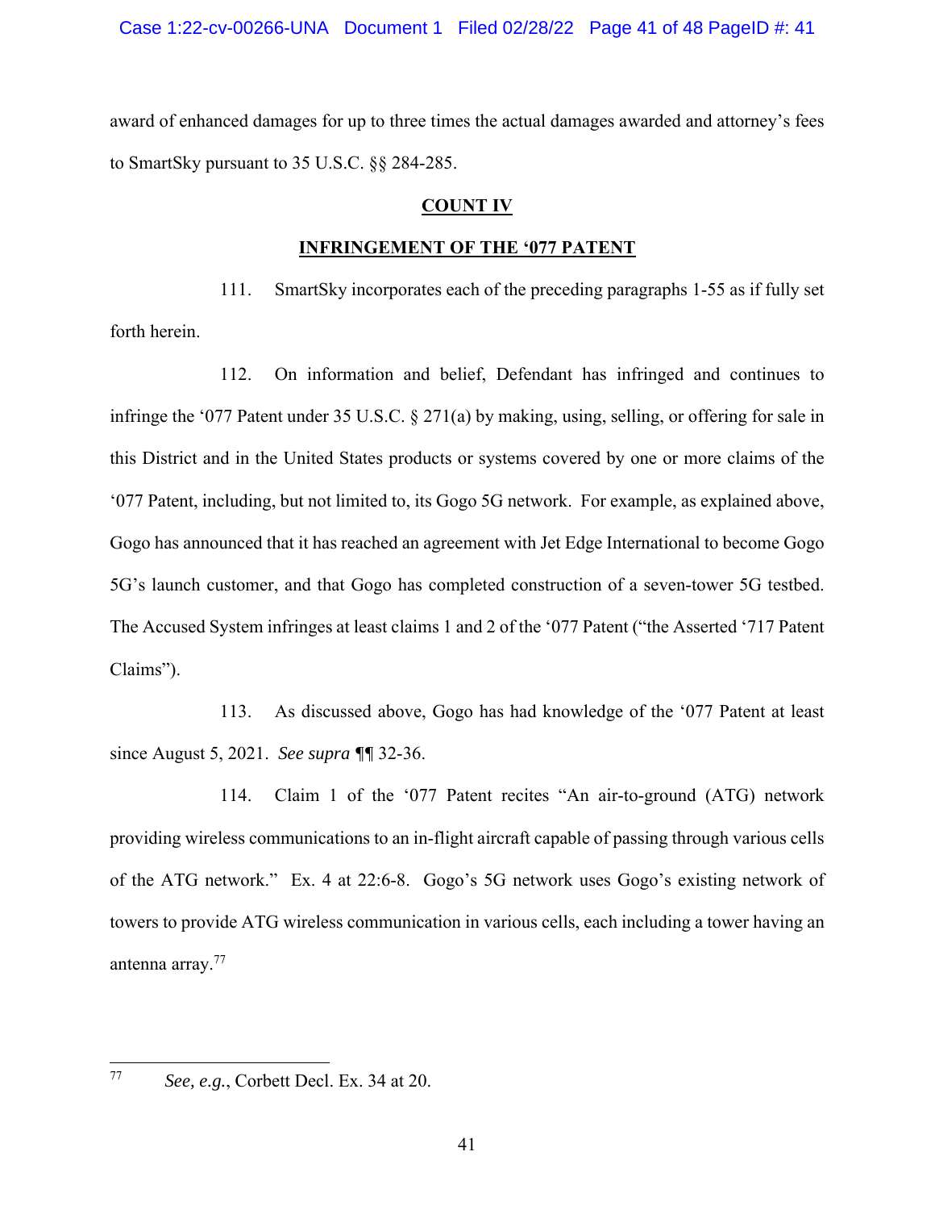award of enhanced damages for up to three times the actual damages awarded and attorney's fees to SmartSky pursuant to 35 U.S.C. §§ 284-285.

**COUNT IV**

**INFRINGEMENT OF THE '077 PATENT**

111. SmartSky incorporates each of the preceding paragraphs 1-55 as if fully set forth herein.

112. On information and belief, Defendant has infringed and continues to infringe the '077 Patent under 35 U.S.C. § 271(a) by making, using, selling, or offering for sale in this District and in the United States products or systems covered by one or more claims of the '077 Patent, including, but not limited to, its Gogo 5G network. For example, as explained above, Gogo has announced that it has reached an agreement with Jet Edge International to become Gogo 5G's launch customer, and that Gogo has completed construction of a seven-tower 5G testbed. The Accused System infringes at least claims 1 and 2 of the '077 Patent ("the Asserted '717 Patent Claims").

113. As discussed above, Gogo has had knowledge of the '077 Patent at least since August 5, 2021. *See supra* ¶¶ 32-36.

114. Claim 1 of the '077 Patent recites "An air-to-ground (ATG) network providing wireless communications to an in-flight aircraft capable of passing through various cells of the ATG network." Ex. 4 at 22:6-8. Gogo's 5G network uses Gogo's existing network of towers to provide ATG wireless communication in various cells, each including a tower having an antenna array.[77]

---

[77] *See, e.g.*, Corbett Decl. Ex. 34 at 20.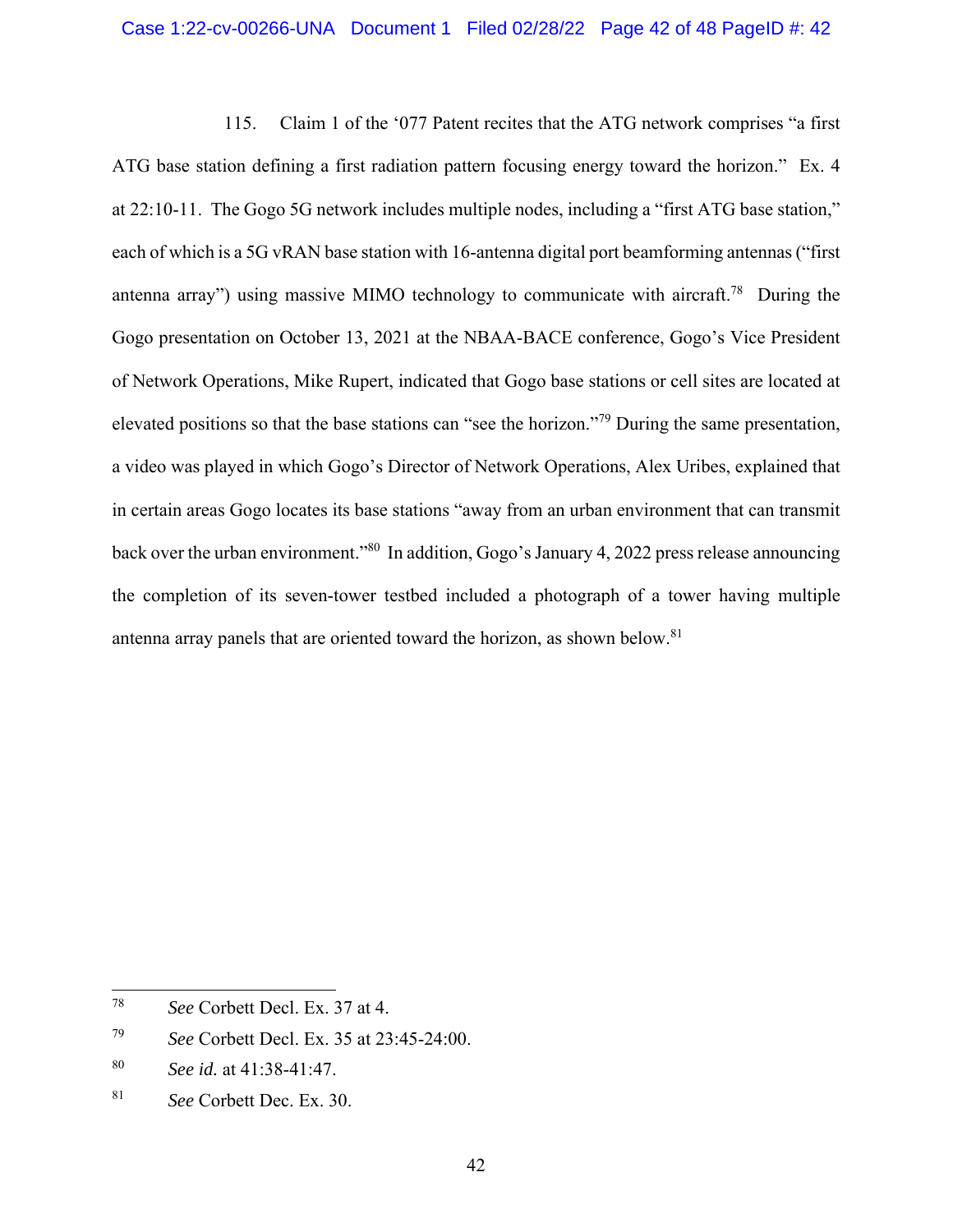115. Claim 1 of the '077 Patent recites that the ATG network comprises "a first ATG base station defining a first radiation pattern focusing energy toward the horizon." Ex. 4 at 22:10-11. The Gogo 5G network includes multiple nodes, including a "first ATG base station," each of which is a 5G vRAN base station with 16-antenna digital port beamforming antennas ("first antenna array") using massive MIMO technology to communicate with aircraft.[78] During the Gogo presentation on October 13, 2021 at the NBAA-BACE conference, Gogo's Vice President of Network Operations, Mike Rupert, indicated that Gogo base stations or cell sites are located at elevated positions so that the base stations can "see the horizon."[79] During the same presentation, a video was played in which Gogo's Director of Network Operations, Alex Uribes, explained that in certain areas Gogo locates its base stations "away from an urban environment that can transmit back over the urban environment."[80] In addition, Gogo's January 4, 2022 press release announcing the completion of its seven-tower testbed included a photograph of a tower having multiple antenna array panels that are oriented toward the horizon, as shown below.[81]

---

[78] *See* Corbett Decl. Ex. 37 at 4.

[79] *See* Corbett Decl. Ex. 35 at 23:45-24:00.

[80] *See id.* at 41:38-41:47.

[81] *See* Corbett Dec. Ex. 30.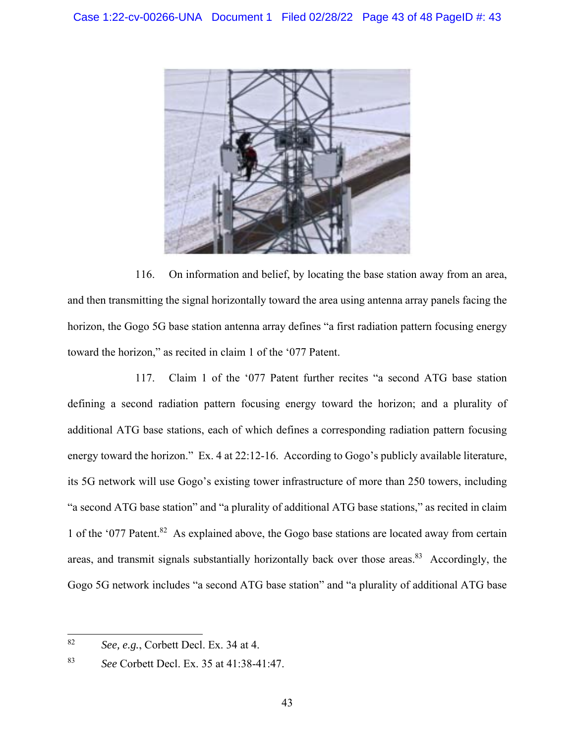116. On information and belief, by locating the base station away from an area, and then transmitting the signal horizontally toward the area using antenna array panels facing the horizon, the Gogo 5G base station antenna array defines "a first radiation pattern focusing energy toward the horizon," as recited in claim 1 of the '077 Patent.

117. Claim 1 of the '077 Patent further recites "a second ATG base station defining a second radiation pattern focusing energy toward the horizon; and a plurality of additional ATG base stations, each of which defines a corresponding radiation pattern focusing energy toward the horizon." Ex. 4 at 22:12-16. According to Gogo's publicly available literature, its 5G network will use Gogo's existing tower infrastructure of more than 250 towers, including "a second ATG base station" and "a plurality of additional ATG base stations," as recited in claim 1 of the '077 Patent.[82] As explained above, the Gogo base stations are located away from certain areas, and transmit signals substantially horizontally back over those areas.[83] Accordingly, the Gogo 5G network includes "a second ATG base station" and "a plurality of additional ATG base

[82] *See, e.g.*, Corbett Decl. Ex. 34 at 4.

[83] *See* Corbett Decl. Ex. 35 at 41:38-41:47.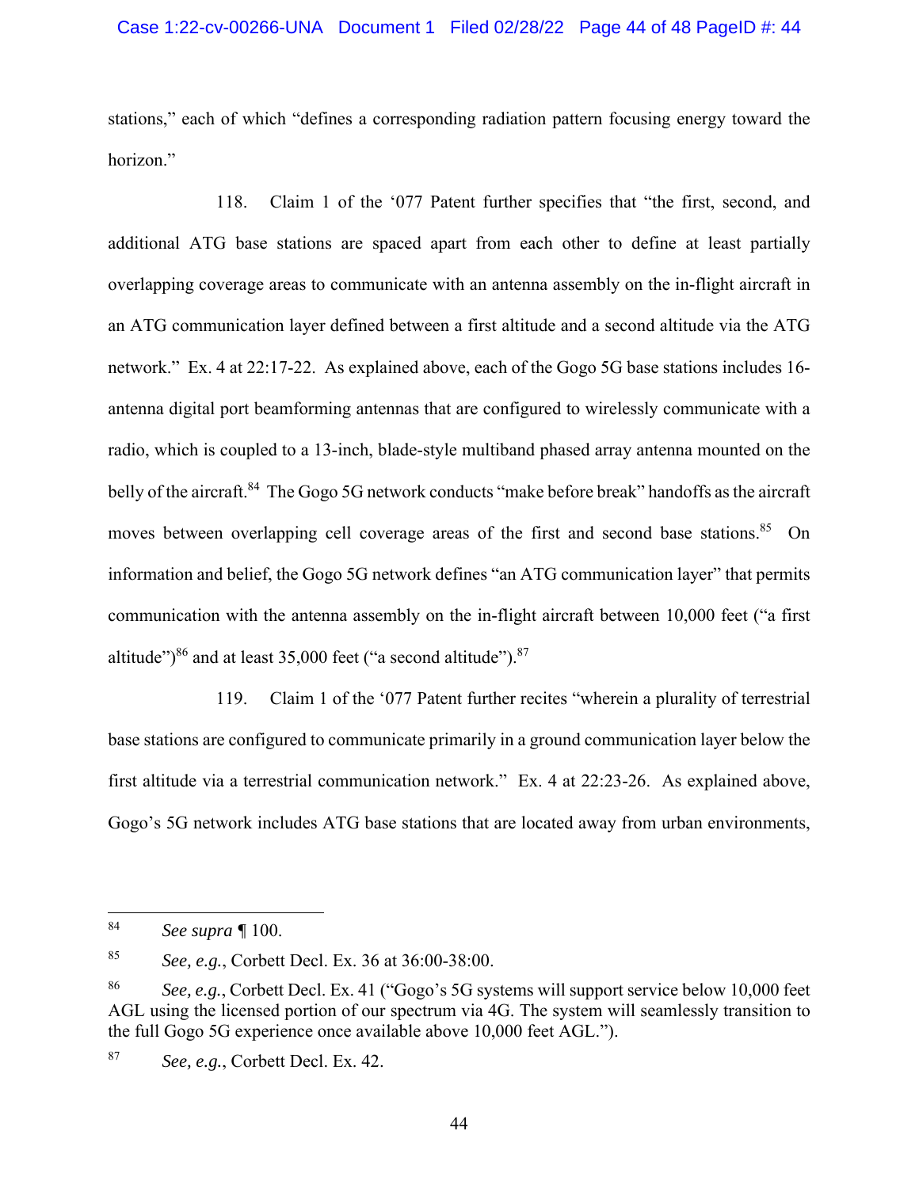stations," each of which "defines a corresponding radiation pattern focusing energy toward the horizon."

118. Claim 1 of the '077 Patent further specifies that "the first, second, and additional ATG base stations are spaced apart from each other to define at least partially overlapping coverage areas to communicate with an antenna assembly on the in-flight aircraft in an ATG communication layer defined between a first altitude and a second altitude via the ATG network." Ex. 4 at 22:17-22. As explained above, each of the Gogo 5G base stations includes 16-antenna digital port beamforming antennas that are configured to wirelessly communicate with a radio, which is coupled to a 13-inch, blade-style multiband phased array antenna mounted on the belly of the aircraft.[84] The Gogo 5G network conducts "make before break" handoffs as the aircraft moves between overlapping cell coverage areas of the first and second base stations.[85] On information and belief, the Gogo 5G network defines "an ATG communication layer" that permits communication with the antenna assembly on the in-flight aircraft between 10,000 feet ("a first altitude")[86] and at least 35,000 feet ("a second altitude").[87]

119. Claim 1 of the '077 Patent further recites "wherein a plurality of terrestrial base stations are configured to communicate primarily in a ground communication layer below the first altitude via a terrestrial communication network." Ex. 4 at 22:23-26. As explained above, Gogo's 5G network includes ATG base stations that are located away from urban environments,

---

[84] *See supra* ¶ 100.

[85] *See, e.g.*, Corbett Decl. Ex. 36 at 36:00-38:00.

[86] *See, e.g.*, Corbett Decl. Ex. 41 ("Gogo's 5G systems will support service below 10,000 feet AGL using the licensed portion of our spectrum via 4G. The system will seamlessly transition to the full Gogo 5G experience once available above 10,000 feet AGL.").

[87] *See, e.g.*, Corbett Decl. Ex. 42.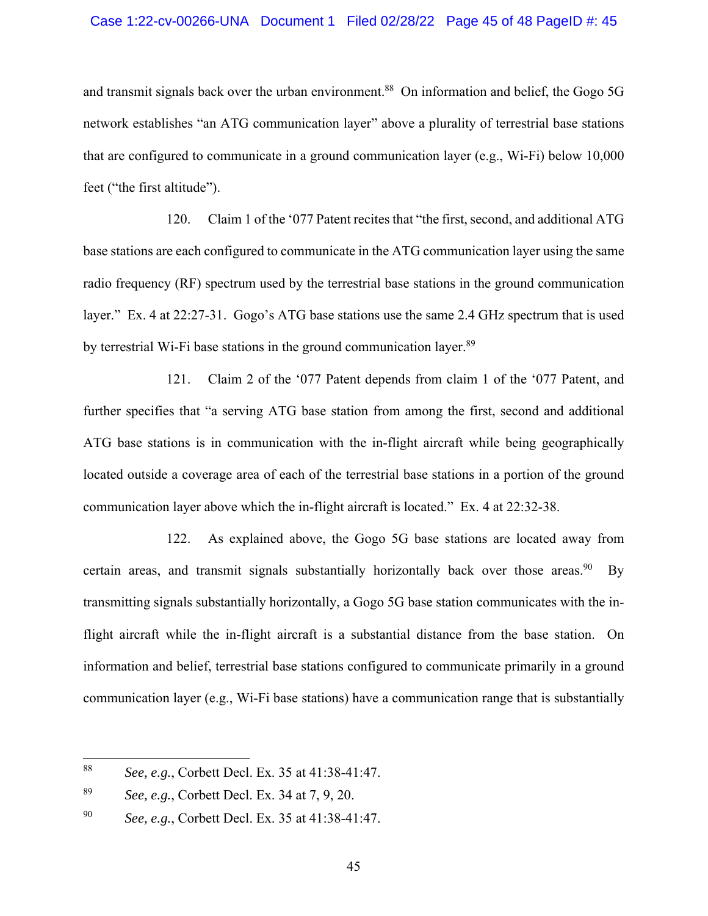and transmit signals back over the urban environment.[88] On information and belief, the Gogo 5G network establishes "an ATG communication layer" above a plurality of terrestrial base stations that are configured to communicate in a ground communication layer (e.g., Wi-Fi) below 10,000 feet ("the first altitude").

120. Claim 1 of the '077 Patent recites that "the first, second, and additional ATG base stations are each configured to communicate in the ATG communication layer using the same radio frequency (RF) spectrum used by the terrestrial base stations in the ground communication layer." Ex. 4 at 22:27-31. Gogo's ATG base stations use the same 2.4 GHz spectrum that is used by terrestrial Wi-Fi base stations in the ground communication layer.[89]

121. Claim 2 of the '077 Patent depends from claim 1 of the '077 Patent, and further specifies that "a serving ATG base station from among the first, second and additional ATG base stations is in communication with the in-flight aircraft while being geographically located outside a coverage area of each of the terrestrial base stations in a portion of the ground communication layer above which the in-flight aircraft is located." Ex. 4 at 22:32-38.

122. As explained above, the Gogo 5G base stations are located away from certain areas, and transmit signals substantially horizontally back over those areas.[90] By transmitting signals substantially horizontally, a Gogo 5G base station communicates with the in-flight aircraft while the in-flight aircraft is a substantial distance from the base station. On information and belief, terrestrial base stations configured to communicate primarily in a ground communication layer (e.g., Wi-Fi base stations) have a communication range that is substantially

---

[88] *See, e.g.*, Corbett Decl. Ex. 35 at 41:38-41:47.

[89] *See, e.g.*, Corbett Decl. Ex. 34 at 7, 9, 20.

[90] *See, e.g.*, Corbett Decl. Ex. 35 at 41:38-41:47.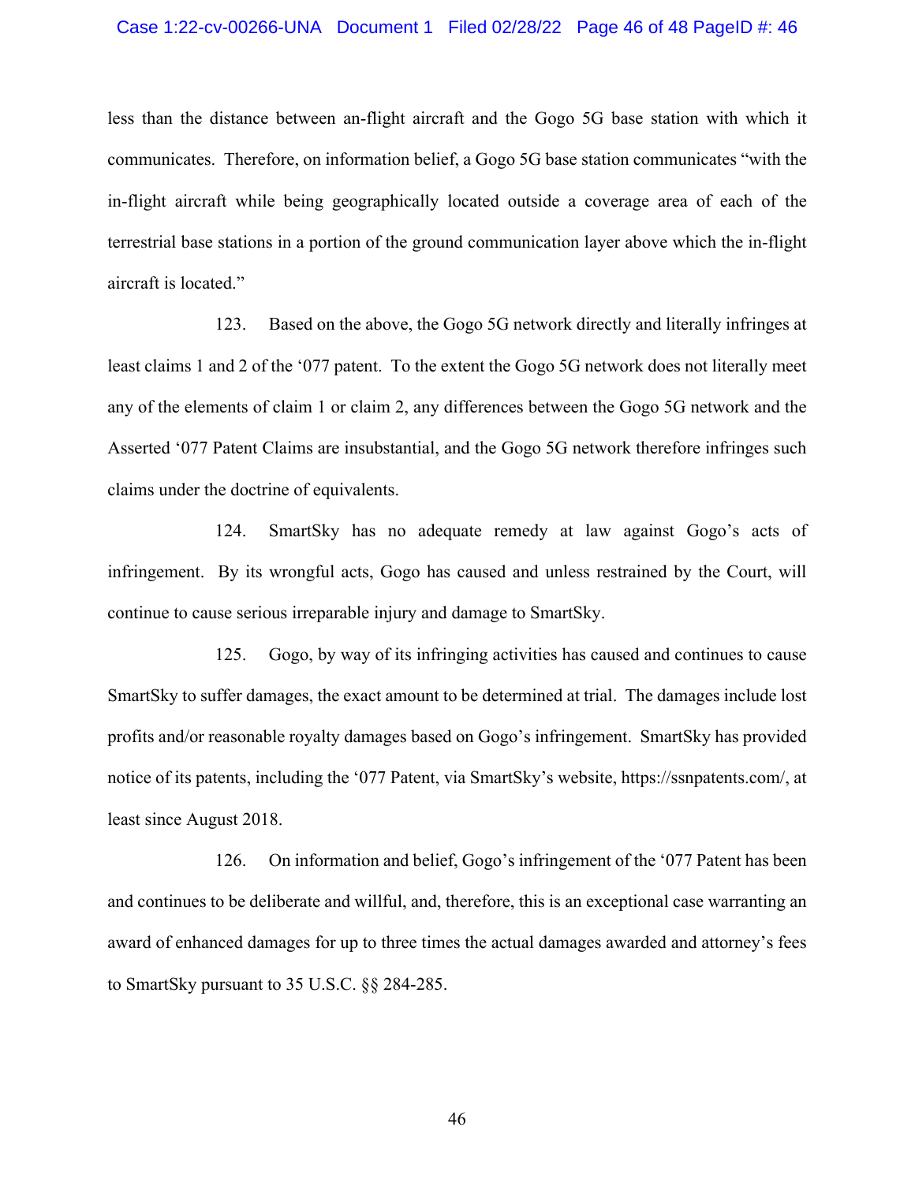less than the distance between an-flight aircraft and the Gogo 5G base station with which it communicates. Therefore, on information belief, a Gogo 5G base station communicates "with the in-flight aircraft while being geographically located outside a coverage area of each of the terrestrial base stations in a portion of the ground communication layer above which the in-flight aircraft is located."

123. Based on the above, the Gogo 5G network directly and literally infringes at least claims 1 and 2 of the '077 patent. To the extent the Gogo 5G network does not literally meet any of the elements of claim 1 or claim 2, any differences between the Gogo 5G network and the Asserted '077 Patent Claims are insubstantial, and the Gogo 5G network therefore infringes such claims under the doctrine of equivalents.

124. SmartSky has no adequate remedy at law against Gogo's acts of infringement. By its wrongful acts, Gogo has caused and unless restrained by the Court, will continue to cause serious irreparable injury and damage to SmartSky.

125. Gogo, by way of its infringing activities has caused and continues to cause SmartSky to suffer damages, the exact amount to be determined at trial. The damages include lost profits and/or reasonable royalty damages based on Gogo's infringement. SmartSky has provided notice of its patents, including the '077 Patent, via SmartSky's website, https://ssnpatents.com/, at least since August 2018.

126. On information and belief, Gogo's infringement of the '077 Patent has been and continues to be deliberate and willful, and, therefore, this is an exceptional case warranting an award of enhanced damages for up to three times the actual damages awarded and attorney's fees to SmartSky pursuant to 35 U.S.C. §§ 284-285.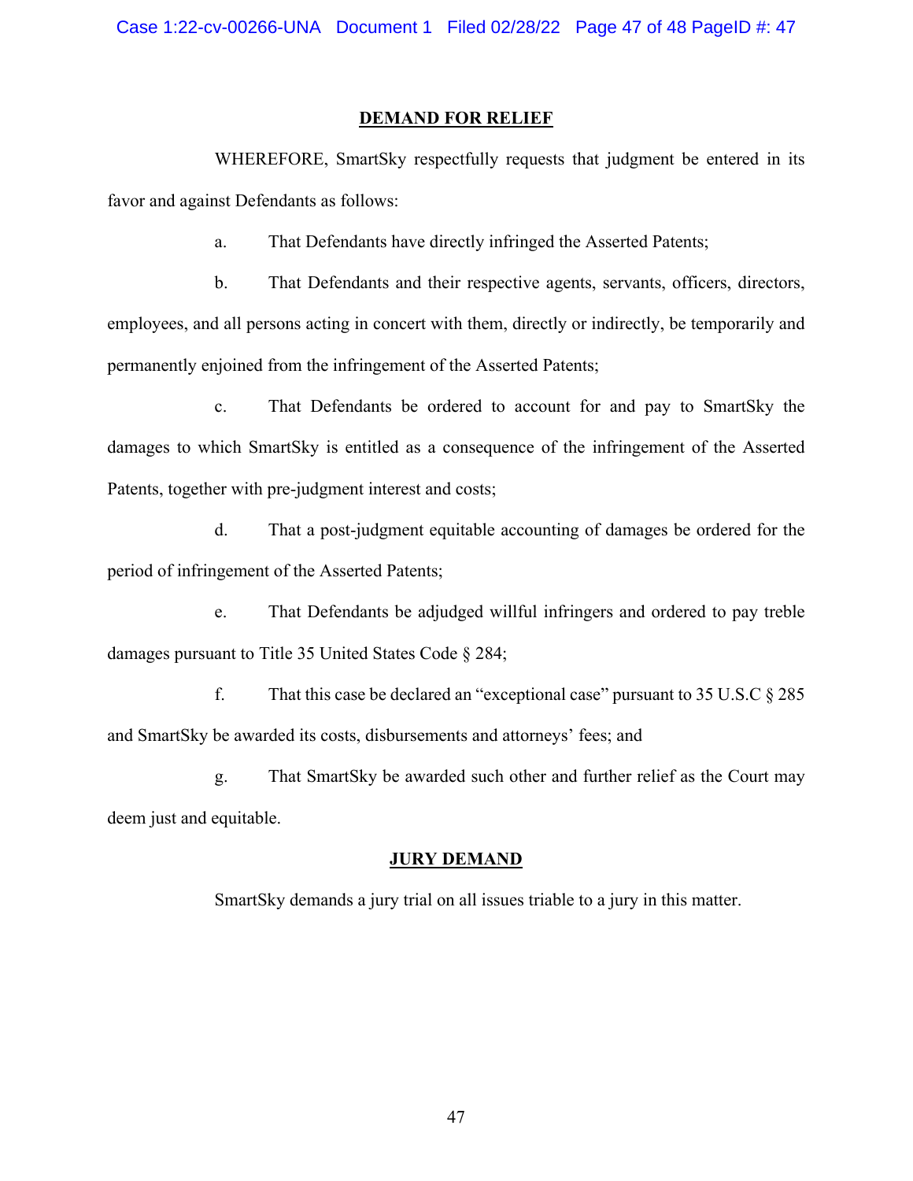## DEMAND FOR RELIEF

WHEREFORE, SmartSky respectfully requests that judgment be entered in its favor and against Defendants as follows:

a. That Defendants have directly infringed the Asserted Patents;

b. That Defendants and their respective agents, servants, officers, directors, employees, and all persons acting in concert with them, directly or indirectly, be temporarily and permanently enjoined from the infringement of the Asserted Patents;

c. That Defendants be ordered to account for and pay to SmartSky the damages to which SmartSky is entitled as a consequence of the infringement of the Asserted Patents, together with pre-judgment interest and costs;

d. That a post-judgment equitable accounting of damages be ordered for the period of infringement of the Asserted Patents;

e. That Defendants be adjudged willful infringers and ordered to pay treble damages pursuant to Title 35 United States Code § 284;

f. That this case be declared an "exceptional case" pursuant to 35 U.S.C § 285 and SmartSky be awarded its costs, disbursements and attorneys' fees; and

g. That SmartSky be awarded such other and further relief as the Court may deem just and equitable.

## JURY DEMAND

SmartSky demands a jury trial on all issues triable to a jury in this matter.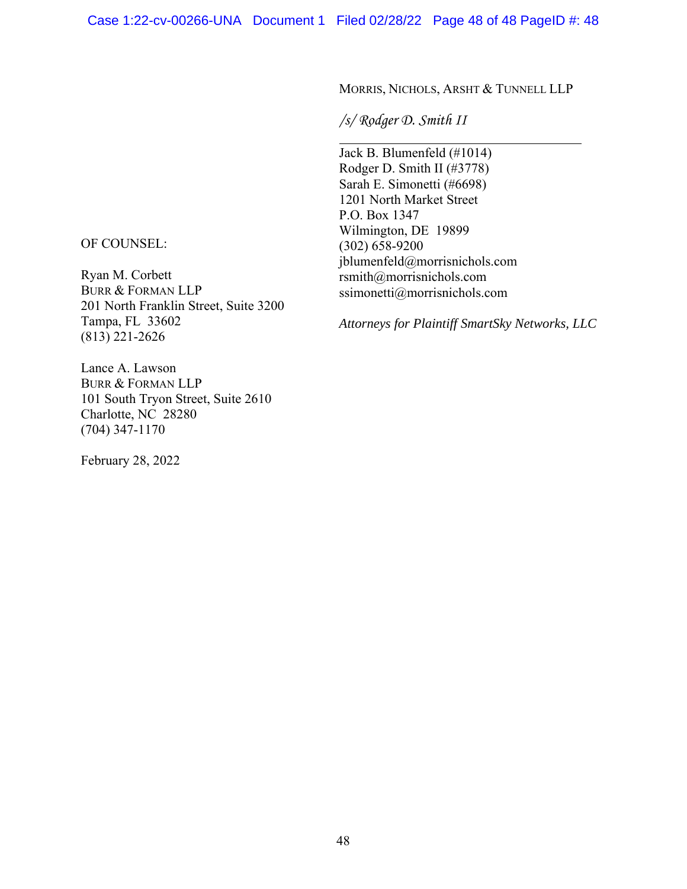MORRIS, NICHOLS, ARSHT & TUNNELL LLP

*/s/ Rodger D. Smith II*

Jack B. Blumenfeld (#1014)
Rodger D. Smith II (#3778)
Sarah E. Simonetti (#6698)
1201 North Market Street
P.O. Box 1347
Wilmington, DE 19899
(302) 658-9200
jblumenfeld@morrisnichols.com
rsmith@morrisnichols.com
ssimonetti@morrisnichols.com

*Attorneys for Plaintiff SmartSky Networks, LLC*

OF COUNSEL:

Ryan M. Corbett
BURR & FORMAN LLP
201 North Franklin Street, Suite 3200
Tampa, FL 33602
(813) 221-2626

Lance A. Lawson
BURR & FORMAN LLP
101 South Tryon Street, Suite 2610
Charlotte, NC 28280
(704) 347-1170

February 28, 2022